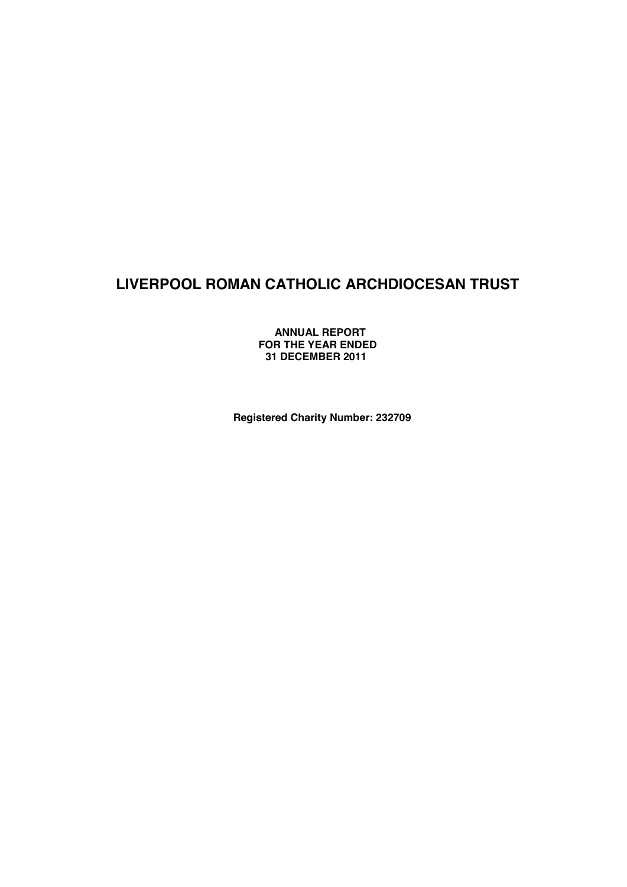# LIVERPOOL ROMAN CATHOLIC ARCHDIOCESAN TRUST

**ANNUAL REPORT**
**FOR THE YEAR ENDED**
**31 DECEMBER 2011**

**Registered Charity Number: 232709**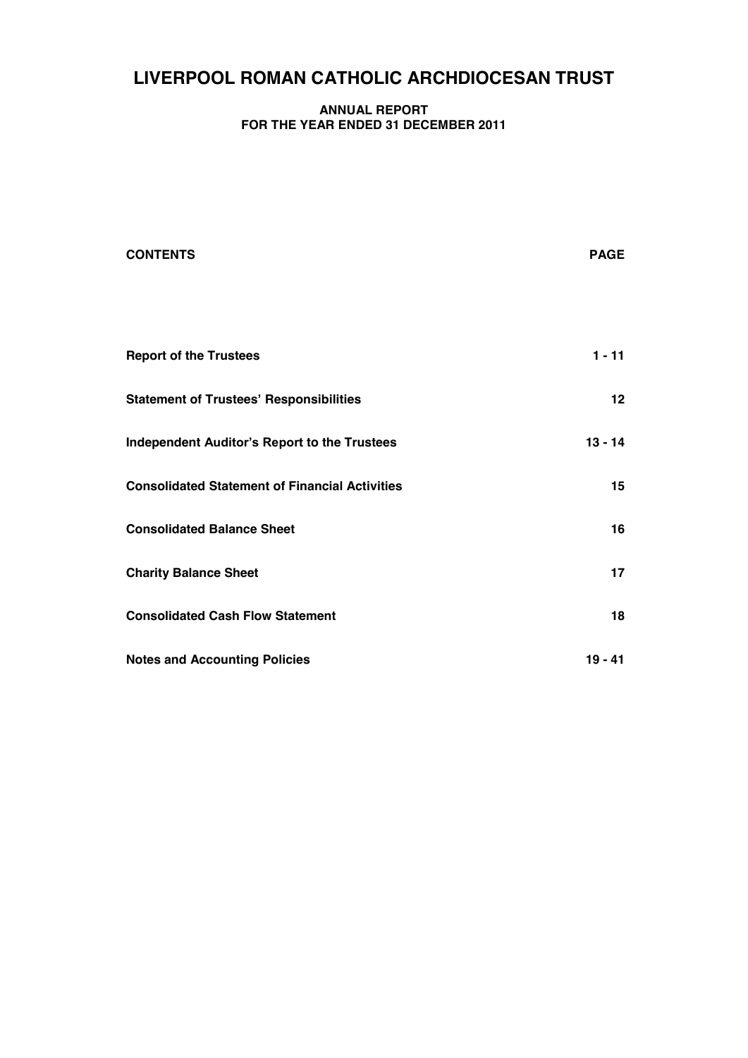# LIVERPOOL ROMAN CATHOLIC ARCHDIOCESAN TRUST

**ANNUAL REPORT**
**FOR THE YEAR ENDED 31 DECEMBER 2011**

| CONTENTS | PAGE |
|---|---|
| **Report of the Trustees** | **1 - 11** |
| **Statement of Trustees' Responsibilities** | **12** |
| **Independent Auditor's Report to the Trustees** | **13 - 14** |
| **Consolidated Statement of Financial Activities** | **15** |
| **Consolidated Balance Sheet** | **16** |
| **Charity Balance Sheet** | **17** |
| **Consolidated Cash Flow Statement** | **18** |
| **Notes and Accounting Policies** | **19 - 41** |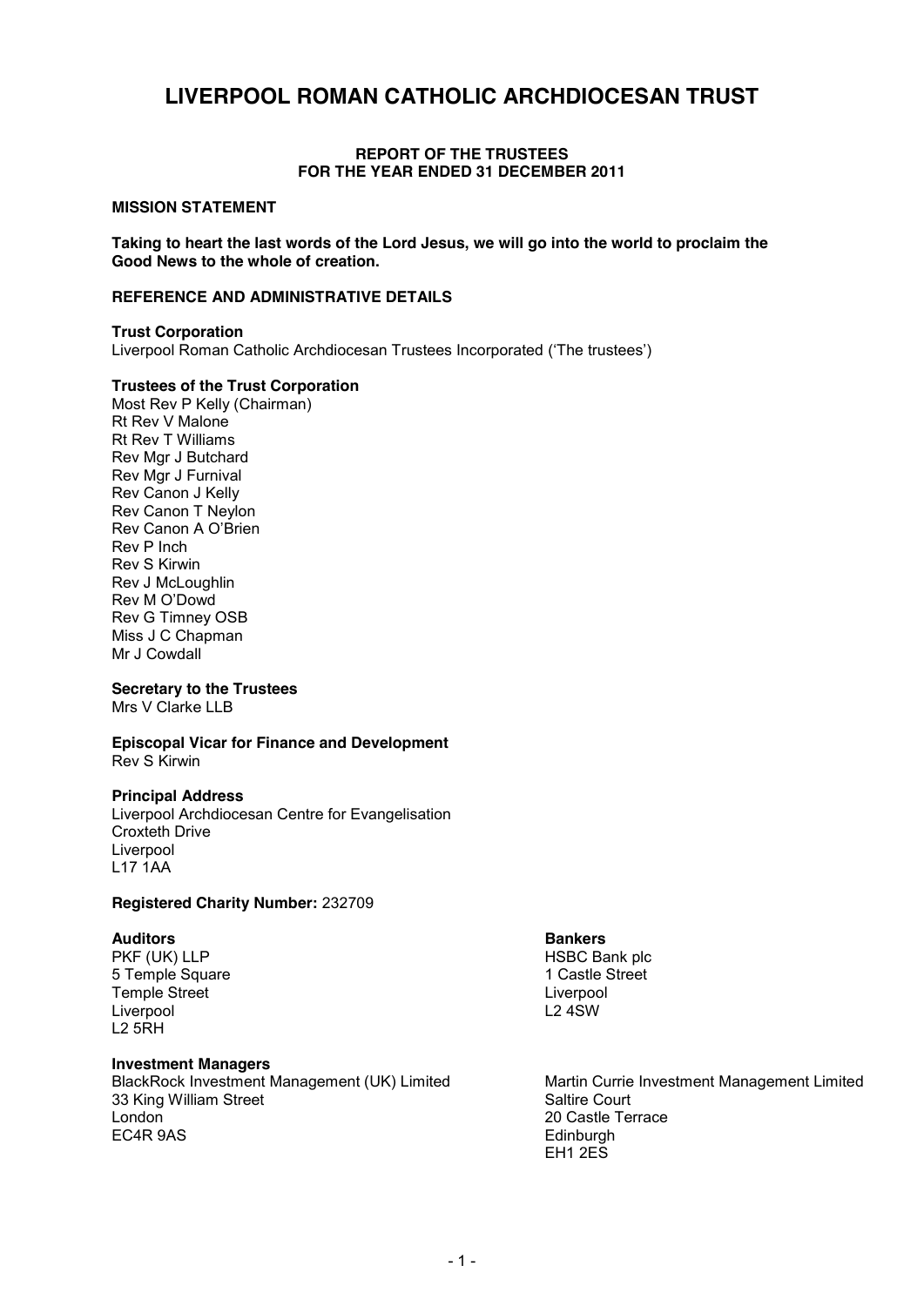# LIVERPOOL ROMAN CATHOLIC ARCHDIOCESAN TRUST

**REPORT OF THE TRUSTEES**
**FOR THE YEAR ENDED 31 DECEMBER 2011**

## MISSION STATEMENT

**Taking to heart the last words of the Lord Jesus, we will go into the world to proclaim the Good News to the whole of creation.**

## REFERENCE AND ADMINISTRATIVE DETAILS

**Trust Corporation**
Liverpool Roman Catholic Archdiocesan Trustees Incorporated ('The trustees')

**Trustees of the Trust Corporation**
Most Rev P Kelly (Chairman)
Rt Rev V Malone
Rt Rev T Williams
Rev Mgr J Butchard
Rev Mgr J Furnival
Rev Canon J Kelly
Rev Canon T Neylon
Rev Canon A O'Brien
Rev P Inch
Rev S Kirwin
Rev J McLoughlin
Rev M O'Dowd
Rev G Timney OSB
Miss J C Chapman
Mr J Cowdall

**Secretary to the Trustees**
Mrs V Clarke LLB

**Episcopal Vicar for Finance and Development**
Rev S Kirwin

**Principal Address**
Liverpool Archdiocesan Centre for Evangelisation
Croxteth Drive
Liverpool
L17 1AA

**Registered Charity Number:** 232709

**Auditors**
PKF (UK) LLP
5 Temple Square
Temple Street
Liverpool
L2 5RH

**Bankers**
HSBC Bank plc
1 Castle Street
Liverpool
L2 4SW

**Investment Managers**
BlackRock Investment Management (UK) Limited
33 King William Street
London
EC4R 9AS

Martin Currie Investment Management Limited
Saltire Court
20 Castle Terrace
Edinburgh
EH1 2ES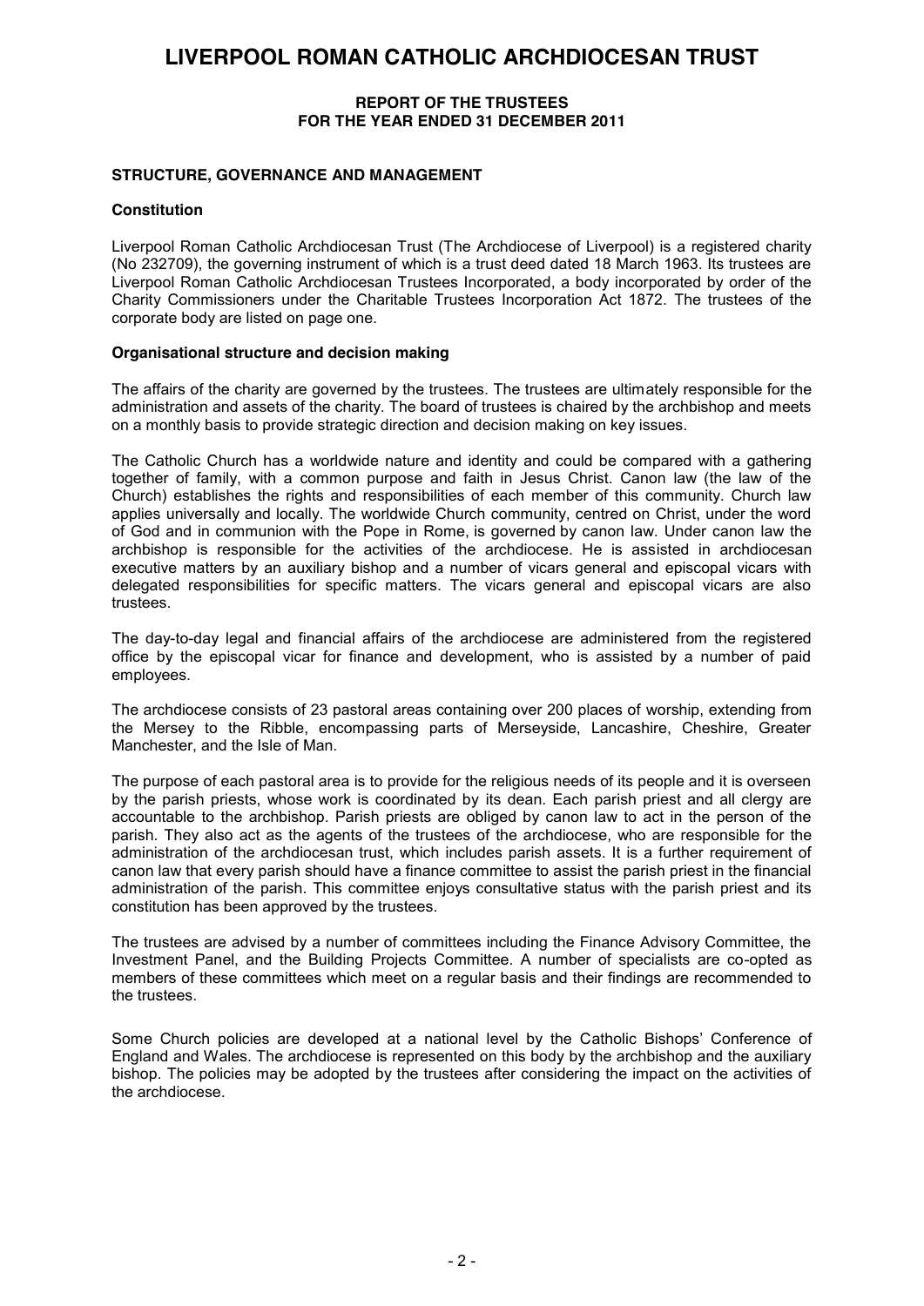# LIVERPOOL ROMAN CATHOLIC ARCHDIOCESAN TRUST

**REPORT OF THE TRUSTEES**
**FOR THE YEAR ENDED 31 DECEMBER 2011**

## STRUCTURE, GOVERNANCE AND MANAGEMENT

### Constitution

Liverpool Roman Catholic Archdiocesan Trust (The Archdiocese of Liverpool) is a registered charity (No 232709), the governing instrument of which is a trust deed dated 18 March 1963. Its trustees are Liverpool Roman Catholic Archdiocesan Trustees Incorporated, a body incorporated by order of the Charity Commissioners under the Charitable Trustees Incorporation Act 1872. The trustees of the corporate body are listed on page one.

### Organisational structure and decision making

The affairs of the charity are governed by the trustees. The trustees are ultimately responsible for the administration and assets of the charity. The board of trustees is chaired by the archbishop and meets on a monthly basis to provide strategic direction and decision making on key issues.

The Catholic Church has a worldwide nature and identity and could be compared with a gathering together of family, with a common purpose and faith in Jesus Christ. Canon law (the law of the Church) establishes the rights and responsibilities of each member of this community. Church law applies universally and locally. The worldwide Church community, centred on Christ, under the word of God and in communion with the Pope in Rome, is governed by canon law. Under canon law the archbishop is responsible for the activities of the archdiocese. He is assisted in archdiocesan executive matters by an auxiliary bishop and a number of vicars general and episcopal vicars with delegated responsibilities for specific matters. The vicars general and episcopal vicars are also trustees.

The day-to-day legal and financial affairs of the archdiocese are administered from the registered office by the episcopal vicar for finance and development, who is assisted by a number of paid employees.

The archdiocese consists of 23 pastoral areas containing over 200 places of worship, extending from the Mersey to the Ribble, encompassing parts of Merseyside, Lancashire, Cheshire, Greater Manchester, and the Isle of Man.

The purpose of each pastoral area is to provide for the religious needs of its people and it is overseen by the parish priests, whose work is coordinated by its dean. Each parish priest and all clergy are accountable to the archbishop. Parish priests are obliged by canon law to act in the person of the parish. They also act as the agents of the trustees of the archdiocese, who are responsible for the administration of the archdiocesan trust, which includes parish assets. It is a further requirement of canon law that every parish should have a finance committee to assist the parish priest in the financial administration of the parish. This committee enjoys consultative status with the parish priest and its constitution has been approved by the trustees.

The trustees are advised by a number of committees including the Finance Advisory Committee, the Investment Panel, and the Building Projects Committee. A number of specialists are co-opted as members of these committees which meet on a regular basis and their findings are recommended to the trustees.

Some Church policies are developed at a national level by the Catholic Bishops' Conference of England and Wales. The archdiocese is represented on this body by the archbishop and the auxiliary bishop. The policies may be adopted by the trustees after considering the impact on the activities of the archdiocese.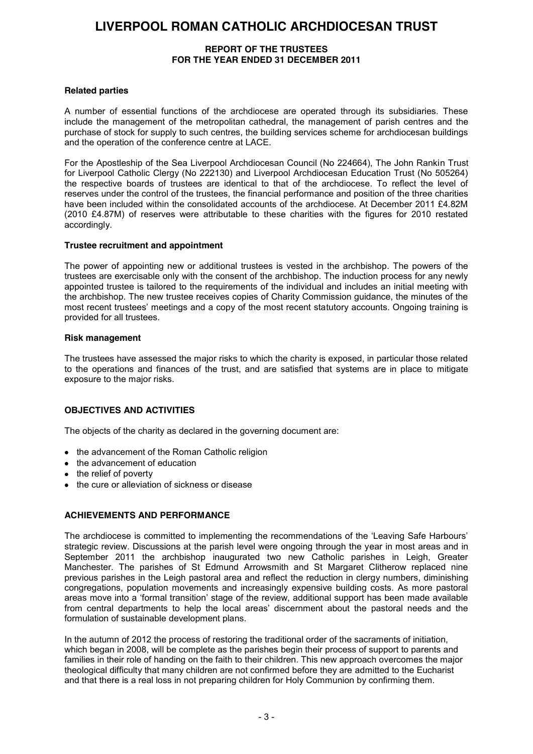### Related parties

A number of essential functions of the archdiocese are operated through its subsidiaries. These include the management of the metropolitan cathedral, the management of parish centres and the purchase of stock for supply to such centres, the building services scheme for archdiocesan buildings and the operation of the conference centre at LACE.

For the Apostleship of the Sea Liverpool Archdiocesan Council (No 224664), The John Rankin Trust for Liverpool Catholic Clergy (No 222130) and Liverpool Archdiocesan Education Trust (No 505264) the respective boards of trustees are identical to that of the archdiocese. To reflect the level of reserves under the control of the trustees, the financial performance and position of the three charities have been included within the consolidated accounts of the archdiocese. At December 2011 £4.82M (2010 £4.87M) of reserves were attributable to these charities with the figures for 2010 restated accordingly.

### Trustee recruitment and appointment

The power of appointing new or additional trustees is vested in the archbishop. The powers of the trustees are exercisable only with the consent of the archbishop. The induction process for any newly appointed trustee is tailored to the requirements of the individual and includes an initial meeting with the archbishop. The new trustee receives copies of Charity Commission guidance, the minutes of the most recent trustees' meetings and a copy of the most recent statutory accounts. Ongoing training is provided for all trustees.

### Risk management

The trustees have assessed the major risks to which the charity is exposed, in particular those related to the operations and finances of the trust, and are satisfied that systems are in place to mitigate exposure to the major risks.

## OBJECTIVES AND ACTIVITIES

The objects of the charity as declared in the governing document are:

- the advancement of the Roman Catholic religion
- the advancement of education
- the relief of poverty
- the cure or alleviation of sickness or disease

## ACHIEVEMENTS AND PERFORMANCE

The archdiocese is committed to implementing the recommendations of the 'Leaving Safe Harbours' strategic review. Discussions at the parish level were ongoing through the year in most areas and in September 2011 the archbishop inaugurated two new Catholic parishes in Leigh, Greater Manchester. The parishes of St Edmund Arrowsmith and St Margaret Clitherow replaced nine previous parishes in the Leigh pastoral area and reflect the reduction in clergy numbers, diminishing congregations, population movements and increasingly expensive building costs. As more pastoral areas move into a 'formal transition' stage of the review, additional support has been made available from central departments to help the local areas' discernment about the pastoral needs and the formulation of sustainable development plans.

In the autumn of 2012 the process of restoring the traditional order of the sacraments of initiation, which began in 2008, will be complete as the parishes begin their process of support to parents and families in their role of handing on the faith to their children. This new approach overcomes the major theological difficulty that many children are not confirmed before they are admitted to the Eucharist and that there is a real loss in not preparing children for Holy Communion by confirming them.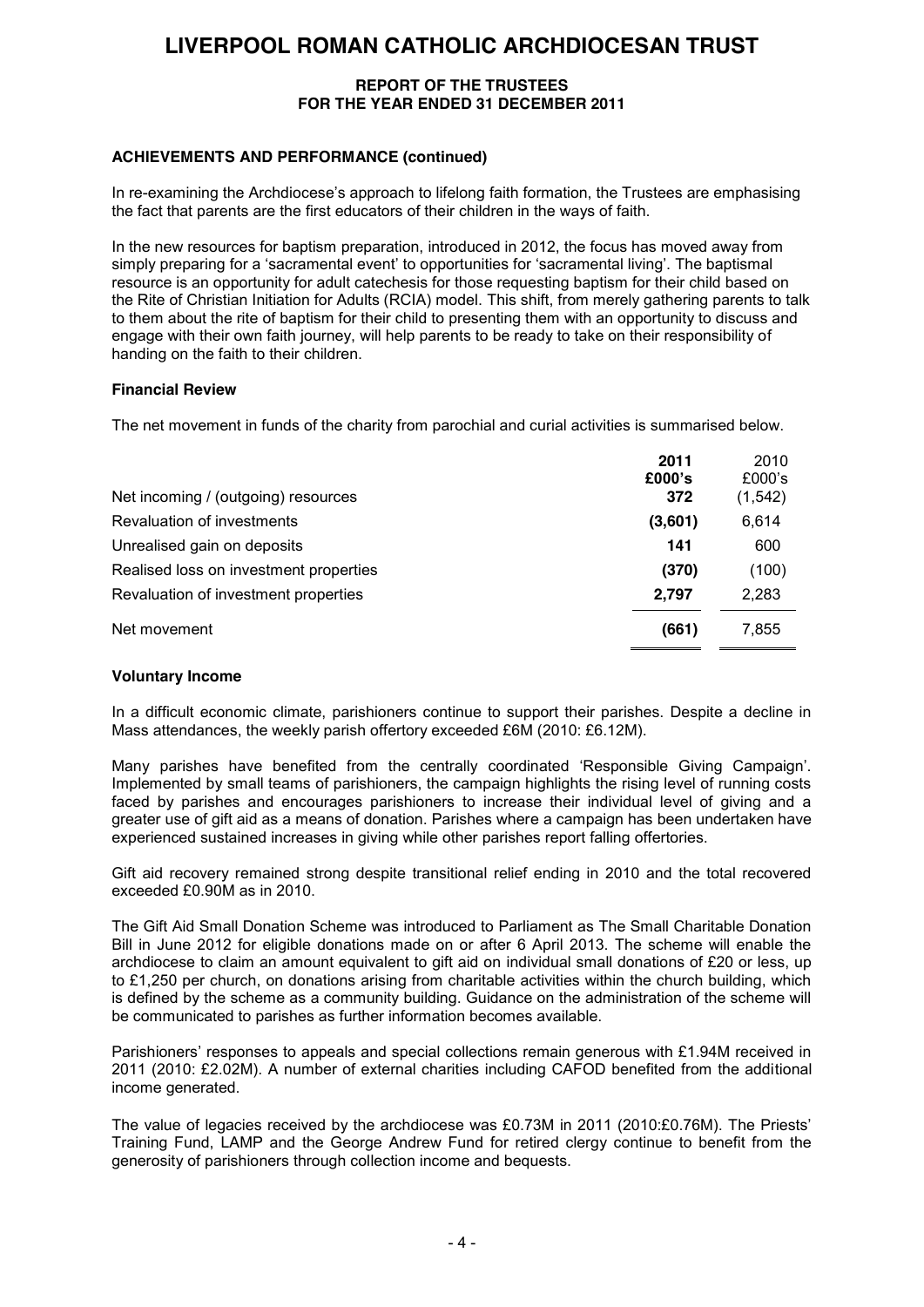### ACHIEVEMENTS AND PERFORMANCE (continued)

In re-examining the Archdiocese's approach to lifelong faith formation, the Trustees are emphasising the fact that parents are the first educators of their children in the ways of faith.

In the new resources for baptism preparation, introduced in 2012, the focus has moved away from simply preparing for a 'sacramental event' to opportunities for 'sacramental living'. The baptismal resource is an opportunity for adult catechesis for those requesting baptism for their child based on the Rite of Christian Initiation for Adults (RCIA) model. This shift, from merely gathering parents to talk to them about the rite of baptism for their child to presenting them with an opportunity to discuss and engage with their own faith journey, will help parents to be ready to take on their responsibility of handing on the faith to their children.

### Financial Review

The net movement in funds of the charity from parochial and curial activities is summarised below.

| | 2011 £000's | 2010 £000's |
|---|---|---|
| Net incoming / (outgoing) resources | **372** | (1,542) |
| Revaluation of investments | **(3,601)** | 6,614 |
| Unrealised gain on deposits | **141** | 600 |
| Realised loss on investment properties | **(370)** | (100) |
| Revaluation of investment properties | **2,797** | 2,283 |
| Net movement | **(661)** | 7,855 |

### Voluntary Income

In a difficult economic climate, parishioners continue to support their parishes. Despite a decline in Mass attendances, the weekly parish offertory exceeded £6M (2010: £6.12M).

Many parishes have benefited from the centrally coordinated 'Responsible Giving Campaign'. Implemented by small teams of parishioners, the campaign highlights the rising level of running costs faced by parishes and encourages parishioners to increase their individual level of giving and a greater use of gift aid as a means of donation. Parishes where a campaign has been undertaken have experienced sustained increases in giving while other parishes report falling offertories.

Gift aid recovery remained strong despite transitional relief ending in 2010 and the total recovered exceeded £0.90M as in 2010.

The Gift Aid Small Donation Scheme was introduced to Parliament as The Small Charitable Donation Bill in June 2012 for eligible donations made on or after 6 April 2013. The scheme will enable the archdiocese to claim an amount equivalent to gift aid on individual small donations of £20 or less, up to £1,250 per church, on donations arising from charitable activities within the church building, which is defined by the scheme as a community building. Guidance on the administration of the scheme will be communicated to parishes as further information becomes available.

Parishioners' responses to appeals and special collections remain generous with £1.94M received in 2011 (2010: £2.02M). A number of external charities including CAFOD benefited from the additional income generated.

The value of legacies received by the archdiocese was £0.73M in 2011 (2010:£0.76M). The Priests' Training Fund, LAMP and the George Andrew Fund for retired clergy continue to benefit from the generosity of parishioners through collection income and bequests.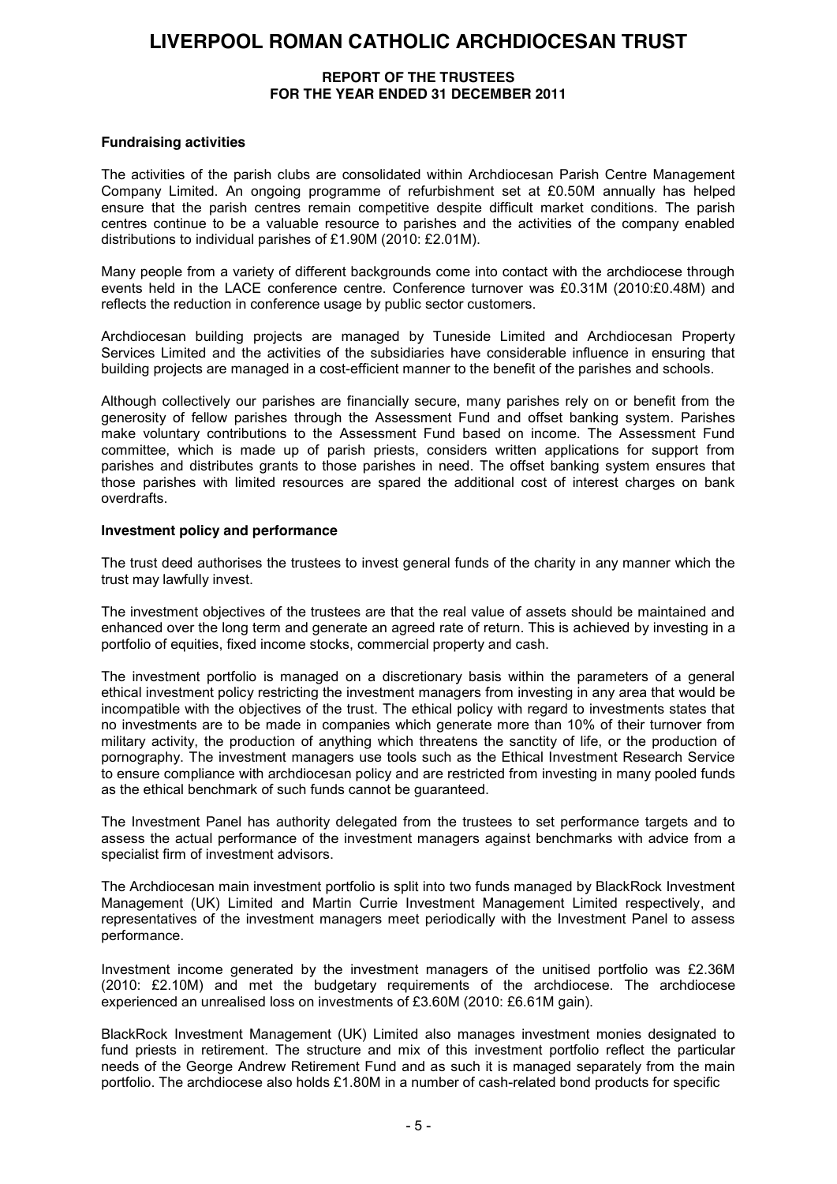### Fundraising activities

The activities of the parish clubs are consolidated within Archdiocesan Parish Centre Management Company Limited. An ongoing programme of refurbishment set at £0.50M annually has helped ensure that the parish centres remain competitive despite difficult market conditions. The parish centres continue to be a valuable resource to parishes and the activities of the company enabled distributions to individual parishes of £1.90M (2010: £2.01M).

Many people from a variety of different backgrounds come into contact with the archdiocese through events held in the LACE conference centre. Conference turnover was £0.31M (2010:£0.48M) and reflects the reduction in conference usage by public sector customers.

Archdiocesan building projects are managed by Tuneside Limited and Archdiocesan Property Services Limited and the activities of the subsidiaries have considerable influence in ensuring that building projects are managed in a cost-efficient manner to the benefit of the parishes and schools.

Although collectively our parishes are financially secure, many parishes rely on or benefit from the generosity of fellow parishes through the Assessment Fund and offset banking system. Parishes make voluntary contributions to the Assessment Fund based on income. The Assessment Fund committee, which is made up of parish priests, considers written applications for support from parishes and distributes grants to those parishes in need. The offset banking system ensures that those parishes with limited resources are spared the additional cost of interest charges on bank overdrafts.

### Investment policy and performance

The trust deed authorises the trustees to invest general funds of the charity in any manner which the trust may lawfully invest.

The investment objectives of the trustees are that the real value of assets should be maintained and enhanced over the long term and generate an agreed rate of return. This is achieved by investing in a portfolio of equities, fixed income stocks, commercial property and cash.

The investment portfolio is managed on a discretionary basis within the parameters of a general ethical investment policy restricting the investment managers from investing in any area that would be incompatible with the objectives of the trust. The ethical policy with regard to investments states that no investments are to be made in companies which generate more than 10% of their turnover from military activity, the production of anything which threatens the sanctity of life, or the production of pornography. The investment managers use tools such as the Ethical Investment Research Service to ensure compliance with archdiocesan policy and are restricted from investing in many pooled funds as the ethical benchmark of such funds cannot be guaranteed.

The Investment Panel has authority delegated from the trustees to set performance targets and to assess the actual performance of the investment managers against benchmarks with advice from a specialist firm of investment advisors.

The Archdiocesan main investment portfolio is split into two funds managed by BlackRock Investment Management (UK) Limited and Martin Currie Investment Management Limited respectively, and representatives of the investment managers meet periodically with the Investment Panel to assess performance.

Investment income generated by the investment managers of the unitised portfolio was £2.36M (2010: £2.10M) and met the budgetary requirements of the archdiocese. The archdiocese experienced an unrealised loss on investments of £3.60M (2010: £6.61M gain).

BlackRock Investment Management (UK) Limited also manages investment monies designated to fund priests in retirement. The structure and mix of this investment portfolio reflect the particular needs of the George Andrew Retirement Fund and as such it is managed separately from the main portfolio. The archdiocese also holds £1.80M in a number of cash-related bond products for specific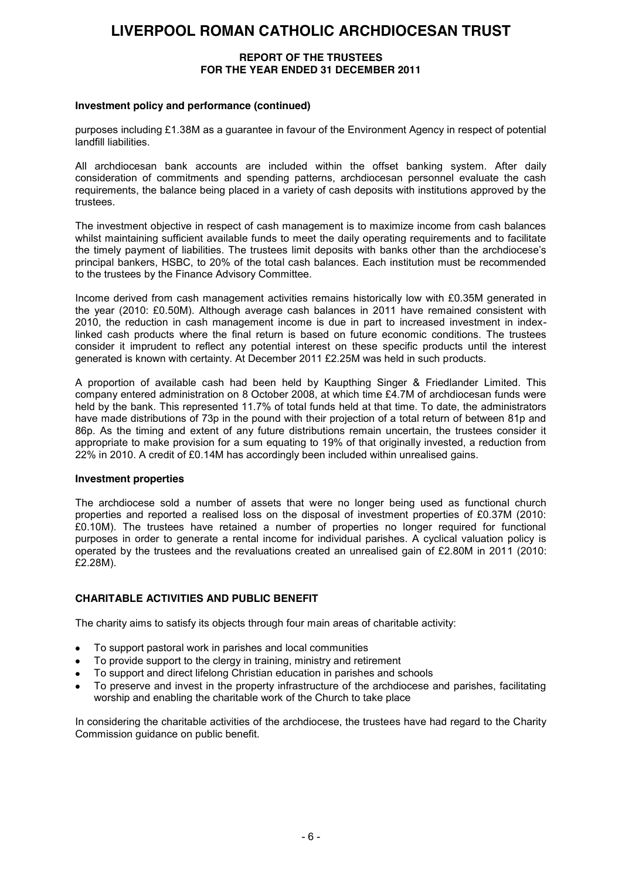#### Investment policy and performance (continued)

purposes including £1.38M as a guarantee in favour of the Environment Agency in respect of potential landfill liabilities.

All archdiocesan bank accounts are included within the offset banking system. After daily consideration of commitments and spending patterns, archdiocesan personnel evaluate the cash requirements, the balance being placed in a variety of cash deposits with institutions approved by the trustees.

The investment objective in respect of cash management is to maximize income from cash balances whilst maintaining sufficient available funds to meet the daily operating requirements and to facilitate the timely payment of liabilities. The trustees limit deposits with banks other than the archdiocese's principal bankers, HSBC, to 20% of the total cash balances. Each institution must be recommended to the trustees by the Finance Advisory Committee.

Income derived from cash management activities remains historically low with £0.35M generated in the year (2010: £0.50M). Although average cash balances in 2011 have remained consistent with 2010, the reduction in cash management income is due in part to increased investment in index-linked cash products where the final return is based on future economic conditions. The trustees consider it imprudent to reflect any potential interest on these specific products until the interest generated is known with certainty. At December 2011 £2.25M was held in such products.

A proportion of available cash had been held by Kaupthing Singer & Friedlander Limited. This company entered administration on 8 October 2008, at which time £4.7M of archdiocesan funds were held by the bank. This represented 11.7% of total funds held at that time. To date, the administrators have made distributions of 73p in the pound with their projection of a total return of between 81p and 86p. As the timing and extent of any future distributions remain uncertain, the trustees consider it appropriate to make provision for a sum equating to 19% of that originally invested, a reduction from 22% in 2010. A credit of £0.14M has accordingly been included within unrealised gains.

#### Investment properties

The archdiocese sold a number of assets that were no longer being used as functional church properties and reported a realised loss on the disposal of investment properties of £0.37M (2010: £0.10M). The trustees have retained a number of properties no longer required for functional purposes in order to generate a rental income for individual parishes. A cyclical valuation policy is operated by the trustees and the revaluations created an unrealised gain of £2.80M in 2011 (2010: £2.28M).

### CHARITABLE ACTIVITIES AND PUBLIC BENEFIT

The charity aims to satisfy its objects through four main areas of charitable activity:

- To support pastoral work in parishes and local communities
- To provide support to the clergy in training, ministry and retirement
- To support and direct lifelong Christian education in parishes and schools
- To preserve and invest in the property infrastructure of the archdiocese and parishes, facilitating worship and enabling the charitable work of the Church to take place

In considering the charitable activities of the archdiocese, the trustees have had regard to the Charity Commission guidance on public benefit.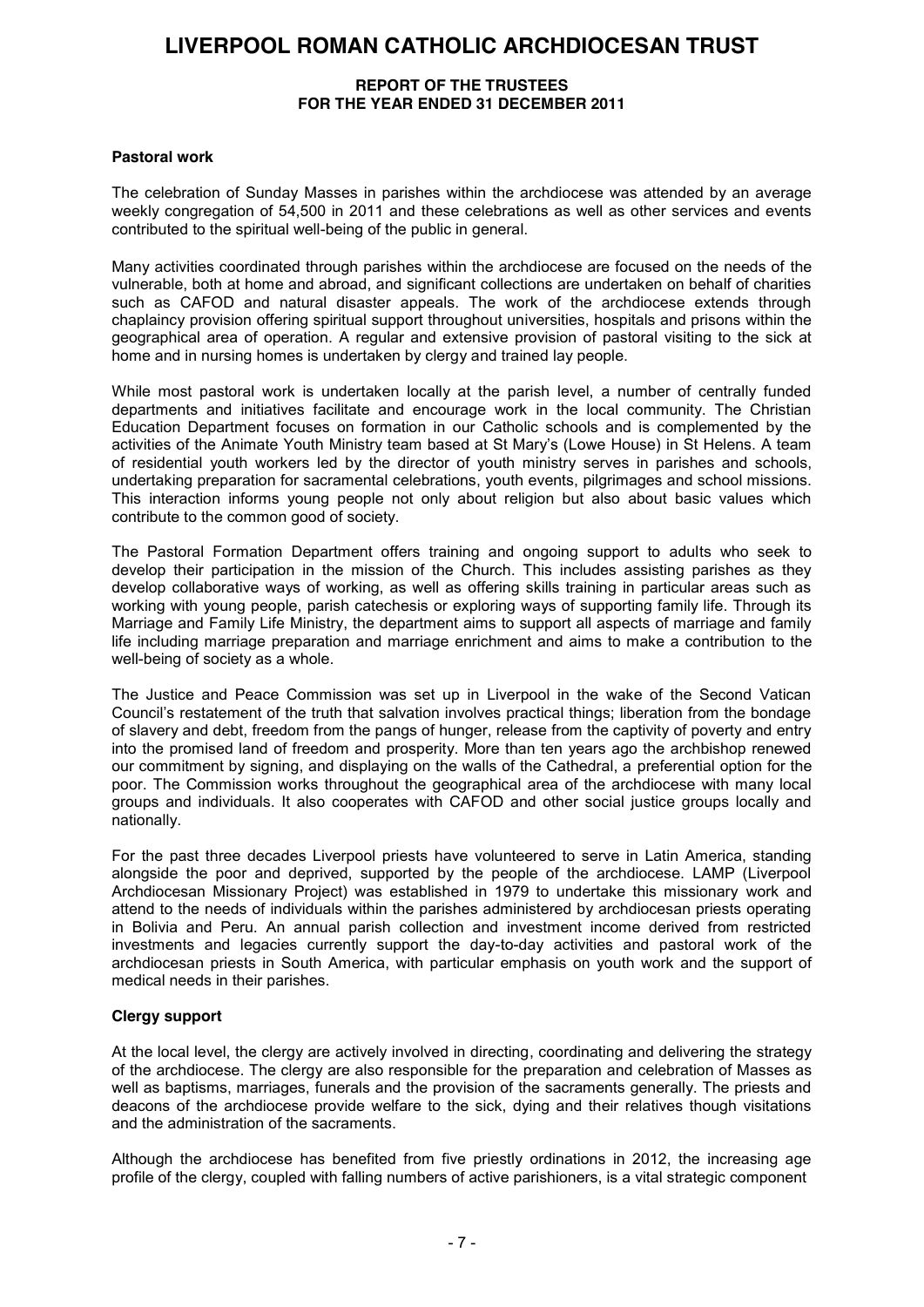### Pastoral work

The celebration of Sunday Masses in parishes within the archdiocese was attended by an average weekly congregation of 54,500 in 2011 and these celebrations as well as other services and events contributed to the spiritual well-being of the public in general.

Many activities coordinated through parishes within the archdiocese are focused on the needs of the vulnerable, both at home and abroad, and significant collections are undertaken on behalf of charities such as CAFOD and natural disaster appeals. The work of the archdiocese extends through chaplaincy provision offering spiritual support throughout universities, hospitals and prisons within the geographical area of operation. A regular and extensive provision of pastoral visiting to the sick at home and in nursing homes is undertaken by clergy and trained lay people.

While most pastoral work is undertaken locally at the parish level, a number of centrally funded departments and initiatives facilitate and encourage work in the local community. The Christian Education Department focuses on formation in our Catholic schools and is complemented by the activities of the Animate Youth Ministry team based at St Mary's (Lowe House) in St Helens. A team of residential youth workers led by the director of youth ministry serves in parishes and schools, undertaking preparation for sacramental celebrations, youth events, pilgrimages and school missions. This interaction informs young people not only about religion but also about basic values which contribute to the common good of society.

The Pastoral Formation Department offers training and ongoing support to adults who seek to develop their participation in the mission of the Church. This includes assisting parishes as they develop collaborative ways of working, as well as offering skills training in particular areas such as working with young people, parish catechesis or exploring ways of supporting family life. Through its Marriage and Family Life Ministry, the department aims to support all aspects of marriage and family life including marriage preparation and marriage enrichment and aims to make a contribution to the well-being of society as a whole.

The Justice and Peace Commission was set up in Liverpool in the wake of the Second Vatican Council's restatement of the truth that salvation involves practical things; liberation from the bondage of slavery and debt, freedom from the pangs of hunger, release from the captivity of poverty and entry into the promised land of freedom and prosperity. More than ten years ago the archbishop renewed our commitment by signing, and displaying on the walls of the Cathedral, a preferential option for the poor. The Commission works throughout the geographical area of the archdiocese with many local groups and individuals. It also cooperates with CAFOD and other social justice groups locally and nationally.

For the past three decades Liverpool priests have volunteered to serve in Latin America, standing alongside the poor and deprived, supported by the people of the archdiocese. LAMP (Liverpool Archdiocesan Missionary Project) was established in 1979 to undertake this missionary work and attend to the needs of individuals within the parishes administered by archdiocesan priests operating in Bolivia and Peru. An annual parish collection and investment income derived from restricted investments and legacies currently support the day-to-day activities and pastoral work of the archdiocesan priests in South America, with particular emphasis on youth work and the support of medical needs in their parishes.

### Clergy support

At the local level, the clergy are actively involved in directing, coordinating and delivering the strategy of the archdiocese. The clergy are also responsible for the preparation and celebration of Masses as well as baptisms, marriages, funerals and the provision of the sacraments generally. The priests and deacons of the archdiocese provide welfare to the sick, dying and their relatives though visitations and the administration of the sacraments.

Although the archdiocese has benefited from five priestly ordinations in 2012, the increasing age profile of the clergy, coupled with falling numbers of active parishioners, is a vital strategic component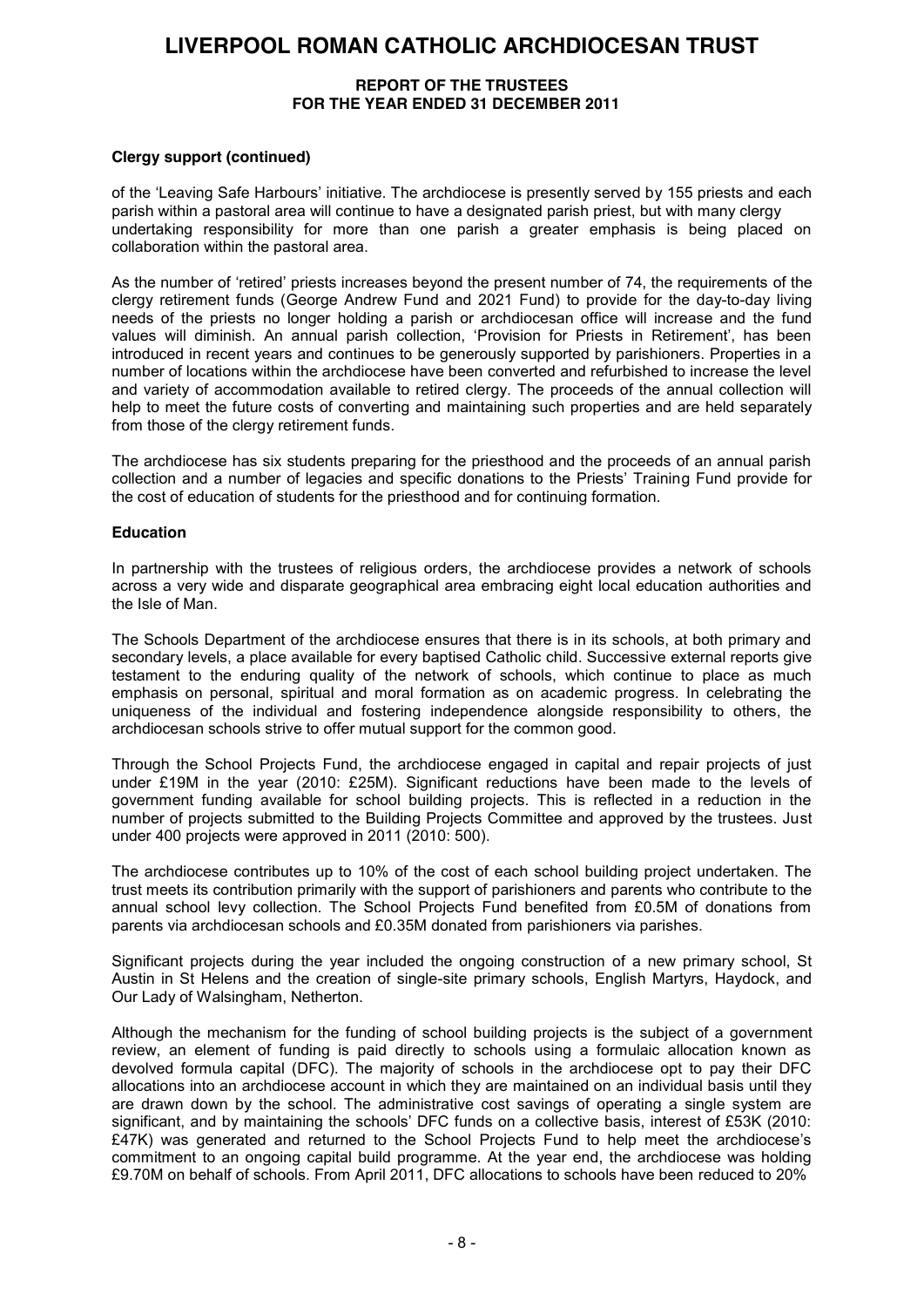### Clergy support (continued)

of the 'Leaving Safe Harbours' initiative. The archdiocese is presently served by 155 priests and each parish within a pastoral area will continue to have a designated parish priest, but with many clergy undertaking responsibility for more than one parish a greater emphasis is being placed on collaboration within the pastoral area.

As the number of 'retired' priests increases beyond the present number of 74, the requirements of the clergy retirement funds (George Andrew Fund and 2021 Fund) to provide for the day-to-day living needs of the priests no longer holding a parish or archdiocesan office will increase and the fund values will diminish. An annual parish collection, 'Provision for Priests in Retirement', has been introduced in recent years and continues to be generously supported by parishioners. Properties in a number of locations within the archdiocese have been converted and refurbished to increase the level and variety of accommodation available to retired clergy. The proceeds of the annual collection will help to meet the future costs of converting and maintaining such properties and are held separately from those of the clergy retirement funds.

The archdiocese has six students preparing for the priesthood and the proceeds of an annual parish collection and a number of legacies and specific donations to the Priests' Training Fund provide for the cost of education of students for the priesthood and for continuing formation.

### Education

In partnership with the trustees of religious orders, the archdiocese provides a network of schools across a very wide and disparate geographical area embracing eight local education authorities and the Isle of Man.

The Schools Department of the archdiocese ensures that there is in its schools, at both primary and secondary levels, a place available for every baptised Catholic child. Successive external reports give testament to the enduring quality of the network of schools, which continue to place as much emphasis on personal, spiritual and moral formation as on academic progress. In celebrating the uniqueness of the individual and fostering independence alongside responsibility to others, the archdiocesan schools strive to offer mutual support for the common good.

Through the School Projects Fund, the archdiocese engaged in capital and repair projects of just under £19M in the year (2010: £25M). Significant reductions have been made to the levels of government funding available for school building projects. This is reflected in a reduction in the number of projects submitted to the Building Projects Committee and approved by the trustees. Just under 400 projects were approved in 2011 (2010: 500).

The archdiocese contributes up to 10% of the cost of each school building project undertaken. The trust meets its contribution primarily with the support of parishioners and parents who contribute to the annual school levy collection. The School Projects Fund benefited from £0.5M of donations from parents via archdiocesan schools and £0.35M donated from parishioners via parishes.

Significant projects during the year included the ongoing construction of a new primary school, St Austin in St Helens and the creation of single-site primary schools, English Martyrs, Haydock, and Our Lady of Walsingham, Netherton.

Although the mechanism for the funding of school building projects is the subject of a government review, an element of funding is paid directly to schools using a formulaic allocation known as devolved formula capital (DFC). The majority of schools in the archdiocese opt to pay their DFC allocations into an archdiocese account in which they are maintained on an individual basis until they are drawn down by the school. The administrative cost savings of operating a single system are significant, and by maintaining the schools' DFC funds on a collective basis, interest of £53K (2010: £47K) was generated and returned to the School Projects Fund to help meet the archdiocese's commitment to an ongoing capital build programme. At the year end, the archdiocese was holding £9.70M on behalf of schools. From April 2011, DFC allocations to schools have been reduced to 20%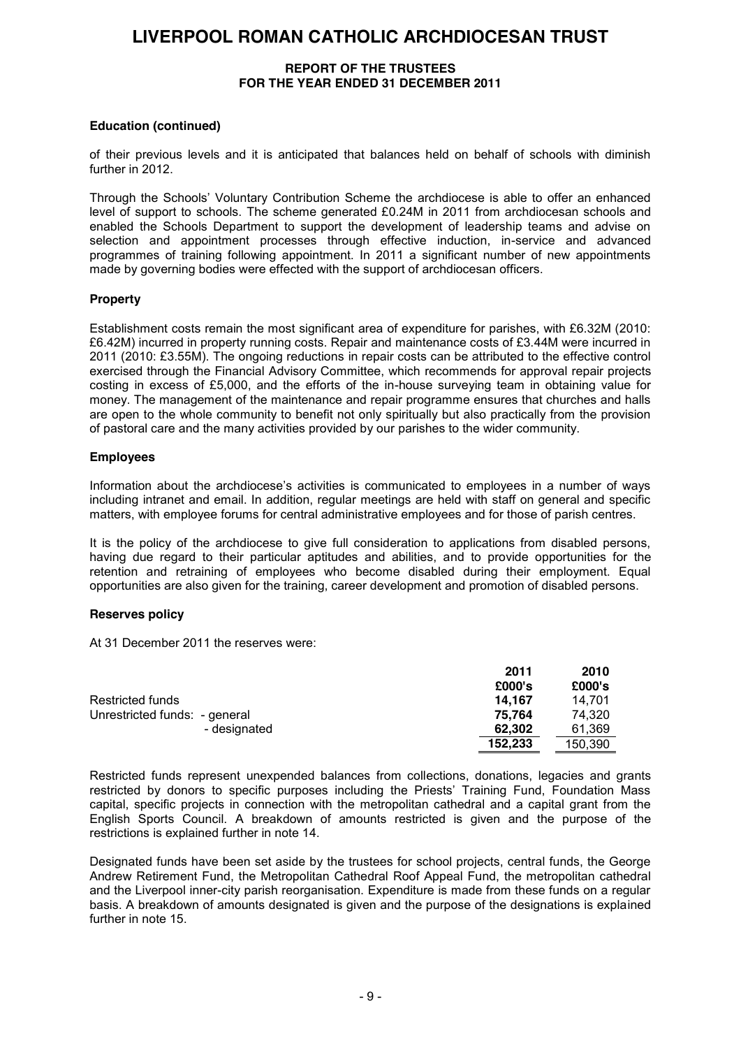## Education (continued)

of their previous levels and it is anticipated that balances held on behalf of schools with diminish further in 2012.

Through the Schools' Voluntary Contribution Scheme the archdiocese is able to offer an enhanced level of support to schools. The scheme generated £0.24M in 2011 from archdiocesan schools and enabled the Schools Department to support the development of leadership teams and advise on selection and appointment processes through effective induction, in-service and advanced programmes of training following appointment. In 2011 a significant number of new appointments made by governing bodies were effected with the support of archdiocesan officers.

## Property

Establishment costs remain the most significant area of expenditure for parishes, with £6.32M (2010: £6.42M) incurred in property running costs. Repair and maintenance costs of £3.44M were incurred in 2011 (2010: £3.55M). The ongoing reductions in repair costs can be attributed to the effective control exercised through the Financial Advisory Committee, which recommends for approval repair projects costing in excess of £5,000, and the efforts of the in-house surveying team in obtaining value for money. The management of the maintenance and repair programme ensures that churches and halls are open to the whole community to benefit not only spiritually but also practically from the provision of pastoral care and the many activities provided by our parishes to the wider community.

## Employees

Information about the archdiocese's activities is communicated to employees in a number of ways including intranet and email. In addition, regular meetings are held with staff on general and specific matters, with employee forums for central administrative employees and for those of parish centres.

It is the policy of the archdiocese to give full consideration to applications from disabled persons, having due regard to their particular aptitudes and abilities, and to provide opportunities for the retention and retraining of employees who become disabled during their employment. Equal opportunities are also given for the training, career development and promotion of disabled persons.

## Reserves policy

At 31 December 2011 the reserves were:

| | 2011 £000's | 2010 £000's |
|---|---|---|
| Restricted funds | **14,167** | 14,701 |
| Unrestricted funds: - general | **75,764** | 74,320 |
| - designated | **62,302** | 61,369 |
| | **152,233** | 150,390 |

Restricted funds represent unexpended balances from collections, donations, legacies and grants restricted by donors to specific purposes including the Priests' Training Fund, Foundation Mass capital, specific projects in connection with the metropolitan cathedral and a capital grant from the English Sports Council. A breakdown of amounts restricted is given and the purpose of the restrictions is explained further in note 14.

Designated funds have been set aside by the trustees for school projects, central funds, the George Andrew Retirement Fund, the Metropolitan Cathedral Roof Appeal Fund, the metropolitan cathedral and the Liverpool inner-city parish reorganisation. Expenditure is made from these funds on a regular basis. A breakdown of amounts designated is given and the purpose of the designations is explained further in note 15.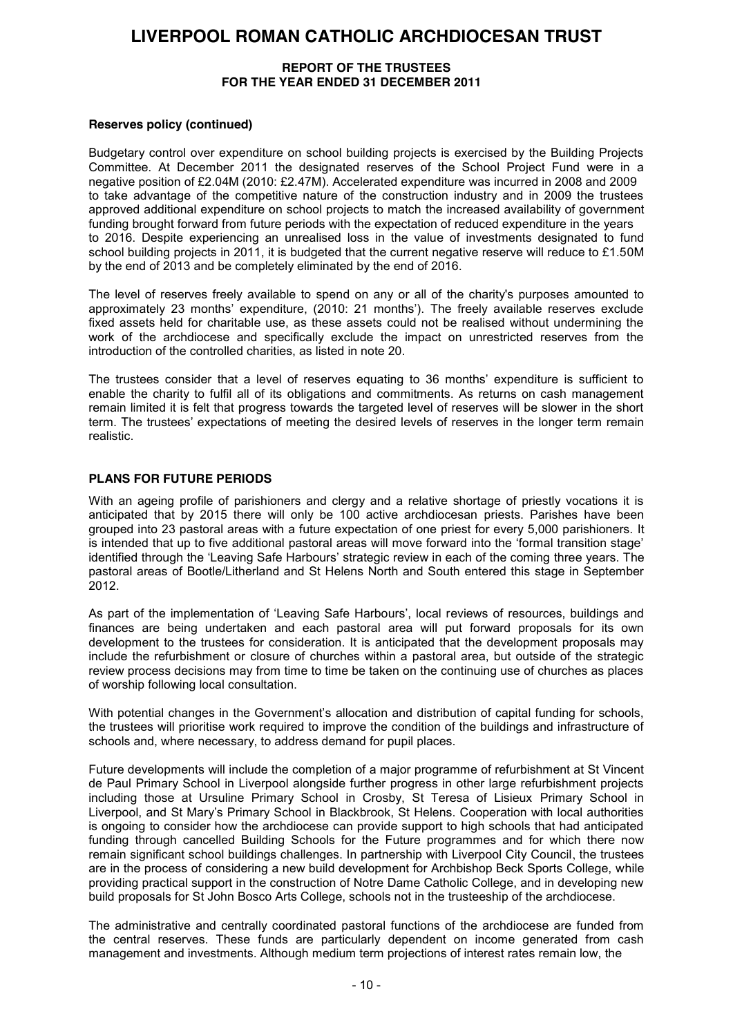### Reserves policy (continued)

Budgetary control over expenditure on school building projects is exercised by the Building Projects Committee. At December 2011 the designated reserves of the School Project Fund were in a negative position of £2.04M (2010: £2.47M). Accelerated expenditure was incurred in 2008 and 2009 to take advantage of the competitive nature of the construction industry and in 2009 the trustees approved additional expenditure on school projects to match the increased availability of government funding brought forward from future periods with the expectation of reduced expenditure in the years to 2016. Despite experiencing an unrealised loss in the value of investments designated to fund school building projects in 2011, it is budgeted that the current negative reserve will reduce to £1.50M by the end of 2013 and be completely eliminated by the end of 2016.

The level of reserves freely available to spend on any or all of the charity's purposes amounted to approximately 23 months' expenditure, (2010: 21 months'). The freely available reserves exclude fixed assets held for charitable use, as these assets could not be realised without undermining the work of the archdiocese and specifically exclude the impact on unrestricted reserves from the introduction of the controlled charities, as listed in note 20.

The trustees consider that a level of reserves equating to 36 months' expenditure is sufficient to enable the charity to fulfil all of its obligations and commitments. As returns on cash management remain limited it is felt that progress towards the targeted level of reserves will be slower in the short term. The trustees' expectations of meeting the desired levels of reserves in the longer term remain realistic.

## PLANS FOR FUTURE PERIODS

With an ageing profile of parishioners and clergy and a relative shortage of priestly vocations it is anticipated that by 2015 there will only be 100 active archdiocesan priests. Parishes have been grouped into 23 pastoral areas with a future expectation of one priest for every 5,000 parishioners. It is intended that up to five additional pastoral areas will move forward into the 'formal transition stage' identified through the 'Leaving Safe Harbours' strategic review in each of the coming three years. The pastoral areas of Bootle/Litherland and St Helens North and South entered this stage in September 2012.

As part of the implementation of 'Leaving Safe Harbours', local reviews of resources, buildings and finances are being undertaken and each pastoral area will put forward proposals for its own development to the trustees for consideration. It is anticipated that the development proposals may include the refurbishment or closure of churches within a pastoral area, but outside of the strategic review process decisions may from time to time be taken on the continuing use of churches as places of worship following local consultation.

With potential changes in the Government's allocation and distribution of capital funding for schools, the trustees will prioritise work required to improve the condition of the buildings and infrastructure of schools and, where necessary, to address demand for pupil places.

Future developments will include the completion of a major programme of refurbishment at St Vincent de Paul Primary School in Liverpool alongside further progress in other large refurbishment projects including those at Ursuline Primary School in Crosby, St Teresa of Lisieux Primary School in Liverpool, and St Mary's Primary School in Blackbrook, St Helens. Cooperation with local authorities is ongoing to consider how the archdiocese can provide support to high schools that had anticipated funding through cancelled Building Schools for the Future programmes and for which there now remain significant school buildings challenges. In partnership with Liverpool City Council, the trustees are in the process of considering a new build development for Archbishop Beck Sports College, while providing practical support in the construction of Notre Dame Catholic College, and in developing new build proposals for St John Bosco Arts College, schools not in the trusteeship of the archdiocese.

The administrative and centrally coordinated pastoral functions of the archdiocese are funded from the central reserves. These funds are particularly dependent on income generated from cash management and investments. Although medium term projections of interest rates remain low, the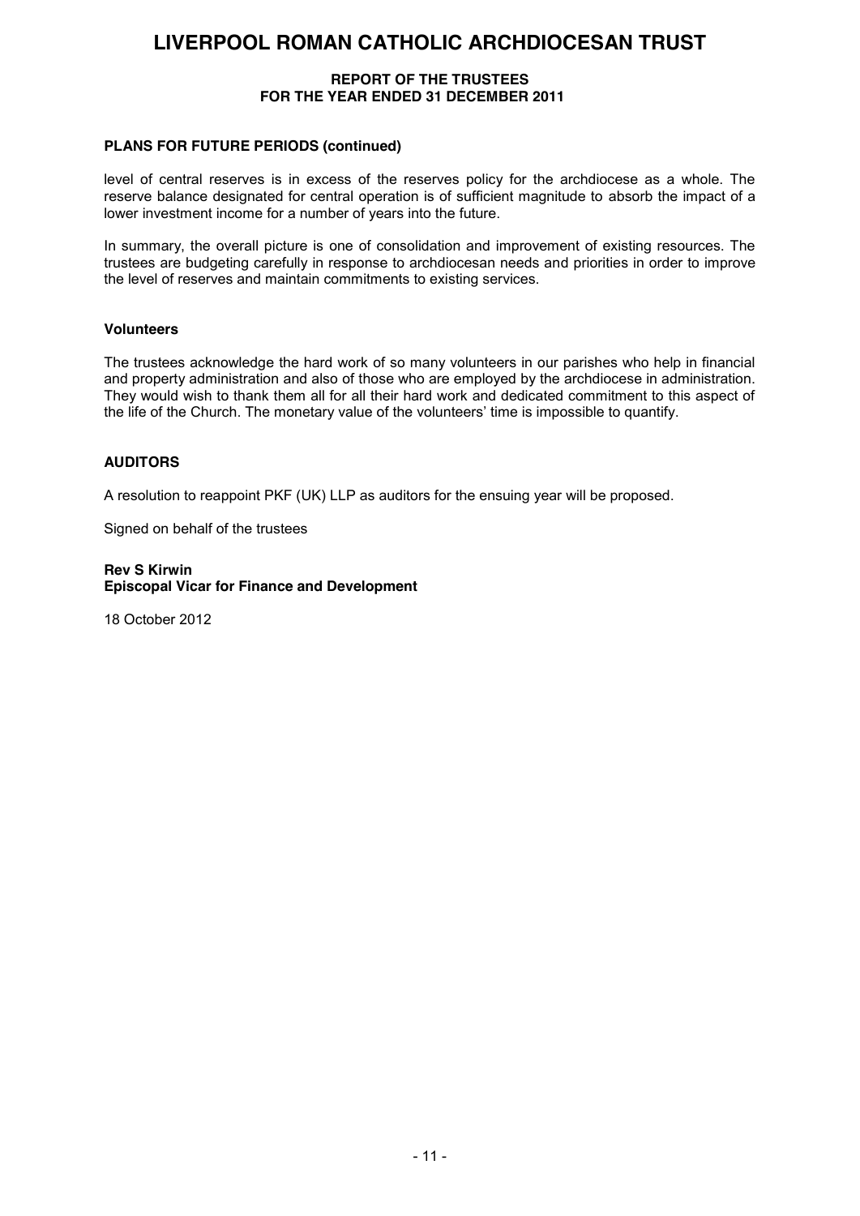### PLANS FOR FUTURE PERIODS (continued)

level of central reserves is in excess of the reserves policy for the archdiocese as a whole. The reserve balance designated for central operation is of sufficient magnitude to absorb the impact of a lower investment income for a number of years into the future.

In summary, the overall picture is one of consolidation and improvement of existing resources. The trustees are budgeting carefully in response to archdiocesan needs and priorities in order to improve the level of reserves and maintain commitments to existing services.

### Volunteers

The trustees acknowledge the hard work of so many volunteers in our parishes who help in financial and property administration and also of those who are employed by the archdiocese in administration. They would wish to thank them all for all their hard work and dedicated commitment to this aspect of the life of the Church. The monetary value of the volunteers' time is impossible to quantify.

## AUDITORS

A resolution to reappoint PKF (UK) LLP as auditors for the ensuing year will be proposed.

Signed on behalf of the trustees

**Rev S Kirwin**
**Episcopal Vicar for Finance and Development**

18 October 2012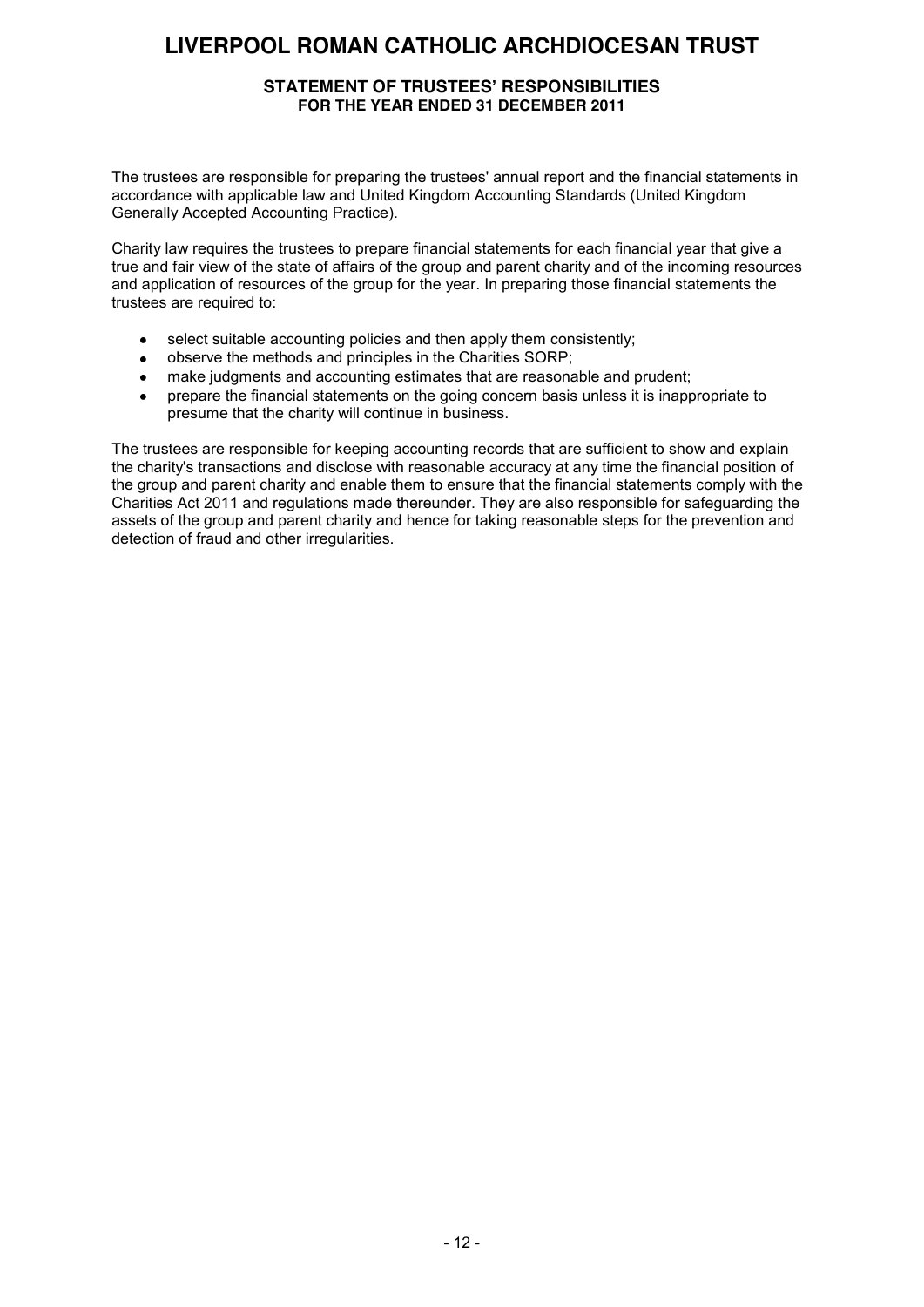# LIVERPOOL ROMAN CATHOLIC ARCHDIOCESAN TRUST

## STATEMENT OF TRUSTEES' RESPONSIBILITIES
### FOR THE YEAR ENDED 31 DECEMBER 2011

The trustees are responsible for preparing the trustees' annual report and the financial statements in accordance with applicable law and United Kingdom Accounting Standards (United Kingdom Generally Accepted Accounting Practice).

Charity law requires the trustees to prepare financial statements for each financial year that give a true and fair view of the state of affairs of the group and parent charity and of the incoming resources and application of resources of the group for the year. In preparing those financial statements the trustees are required to:

- select suitable accounting policies and then apply them consistently;
- observe the methods and principles in the Charities SORP;
- make judgments and accounting estimates that are reasonable and prudent;
- prepare the financial statements on the going concern basis unless it is inappropriate to presume that the charity will continue in business.

The trustees are responsible for keeping accounting records that are sufficient to show and explain the charity's transactions and disclose with reasonable accuracy at any time the financial position of the group and parent charity and enable them to ensure that the financial statements comply with the Charities Act 2011 and regulations made thereunder. They are also responsible for safeguarding the assets of the group and parent charity and hence for taking reasonable steps for the prevention and detection of fraud and other irregularities.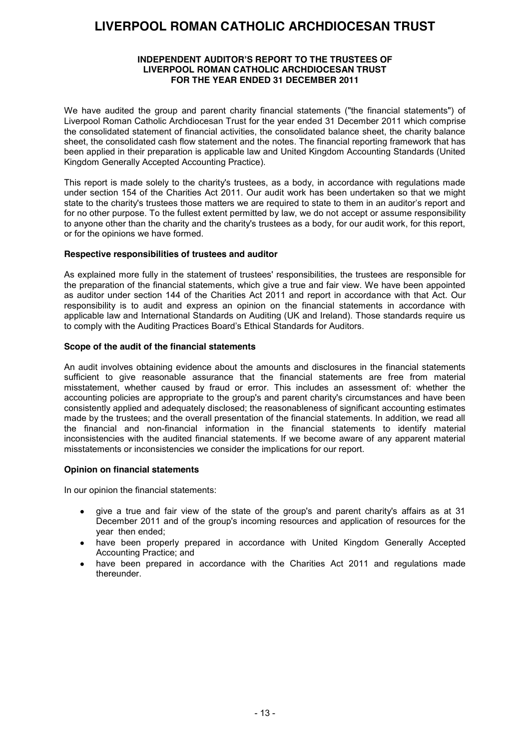# INDEPENDENT AUDITOR'S REPORT TO THE TRUSTEES OF LIVERPOOL ROMAN CATHOLIC ARCHDIOCESAN TRUST FOR THE YEAR ENDED 31 DECEMBER 2011

We have audited the group and parent charity financial statements ("the financial statements") of Liverpool Roman Catholic Archdiocesan Trust for the year ended 31 December 2011 which comprise the consolidated statement of financial activities, the consolidated balance sheet, the charity balance sheet, the consolidated cash flow statement and the notes. The financial reporting framework that has been applied in their preparation is applicable law and United Kingdom Accounting Standards (United Kingdom Generally Accepted Accounting Practice).

This report is made solely to the charity's trustees, as a body, in accordance with regulations made under section 154 of the Charities Act 2011. Our audit work has been undertaken so that we might state to the charity's trustees those matters we are required to state to them in an auditor's report and for no other purpose. To the fullest extent permitted by law, we do not accept or assume responsibility to anyone other than the charity and the charity's trustees as a body, for our audit work, for this report, or for the opinions we have formed.

### Respective responsibilities of trustees and auditor

As explained more fully in the statement of trustees' responsibilities, the trustees are responsible for the preparation of the financial statements, which give a true and fair view. We have been appointed as auditor under section 144 of the Charities Act 2011 and report in accordance with that Act. Our responsibility is to audit and express an opinion on the financial statements in accordance with applicable law and International Standards on Auditing (UK and Ireland). Those standards require us to comply with the Auditing Practices Board's Ethical Standards for Auditors.

### Scope of the audit of the financial statements

An audit involves obtaining evidence about the amounts and disclosures in the financial statements sufficient to give reasonable assurance that the financial statements are free from material misstatement, whether caused by fraud or error. This includes an assessment of: whether the accounting policies are appropriate to the group's and parent charity's circumstances and have been consistently applied and adequately disclosed; the reasonableness of significant accounting estimates made by the trustees; and the overall presentation of the financial statements. In addition, we read all the financial and non-financial information in the financial statements to identify material inconsistencies with the audited financial statements. If we become aware of any apparent material misstatements or inconsistencies we consider the implications for our report.

### Opinion on financial statements

In our opinion the financial statements:

- give a true and fair view of the state of the group's and parent charity's affairs as at 31 December 2011 and of the group's incoming resources and application of resources for the year then ended;
- have been properly prepared in accordance with United Kingdom Generally Accepted Accounting Practice; and
- have been prepared in accordance with the Charities Act 2011 and regulations made thereunder.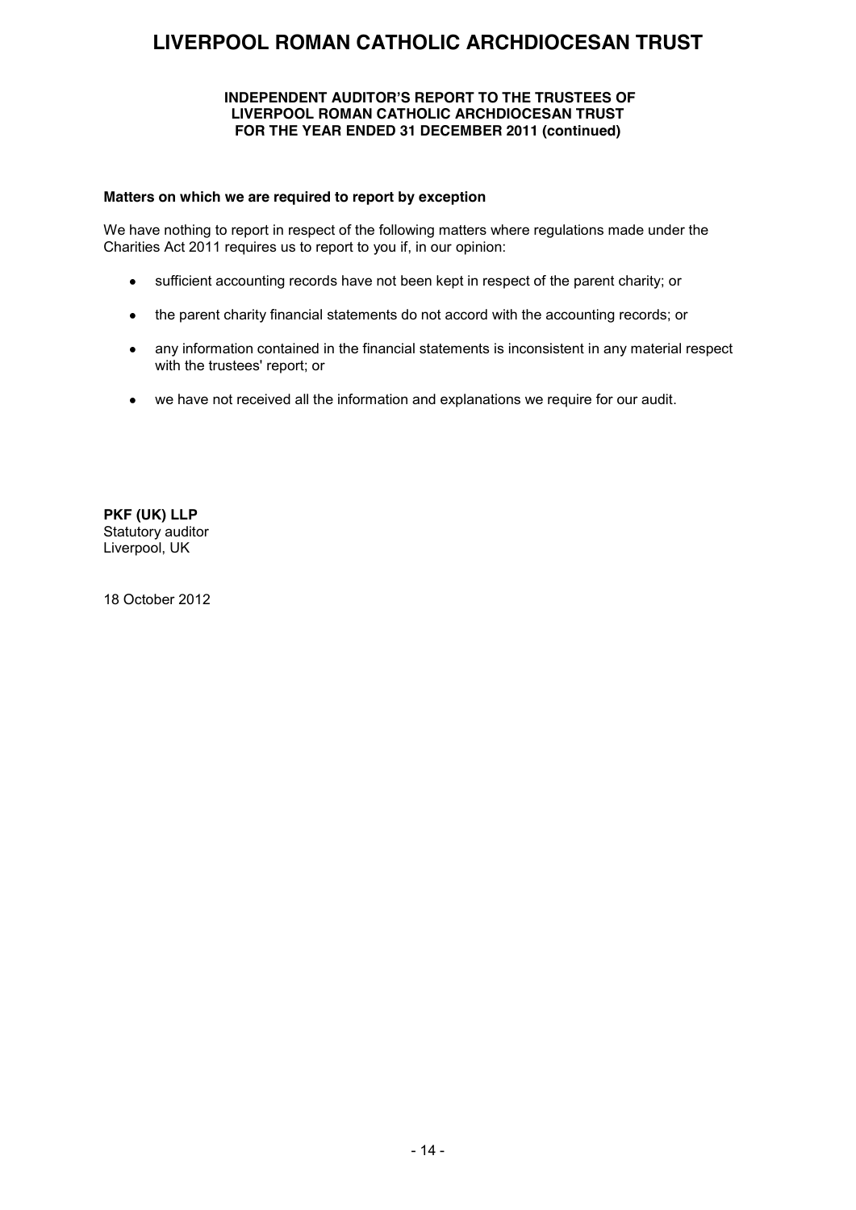# LIVERPOOL ROMAN CATHOLIC ARCHDIOCESAN TRUST

**INDEPENDENT AUDITOR'S REPORT TO THE TRUSTEES OF LIVERPOOL ROMAN CATHOLIC ARCHDIOCESAN TRUST FOR THE YEAR ENDED 31 DECEMBER 2011 (continued)**

**Matters on which we are required to report by exception**

We have nothing to report in respect of the following matters where regulations made under the Charities Act 2011 requires us to report to you if, in our opinion:

- sufficient accounting records have not been kept in respect of the parent charity; or
- the parent charity financial statements do not accord with the accounting records; or
- any information contained in the financial statements is inconsistent in any material respect with the trustees' report; or
- we have not received all the information and explanations we require for our audit.

**PKF (UK) LLP**
Statutory auditor
Liverpool, UK

18 October 2012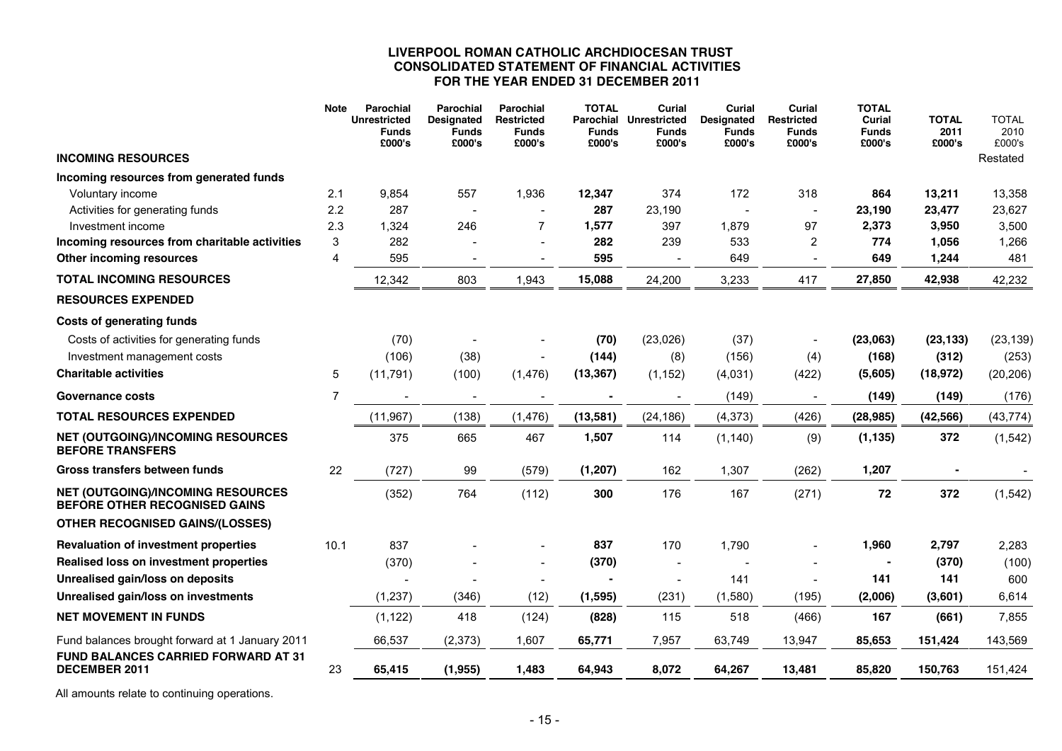# LIVERPOOL ROMAN CATHOLIC ARCHDIOCESAN TRUST
## CONSOLIDATED STATEMENT OF FINANCIAL ACTIVITIES
## FOR THE YEAR ENDED 31 DECEMBER 2011

| | Note | Parochial Unrestricted Funds £000's | Parochial Designated Funds £000's | Parochial Restricted Funds £000's | TOTAL Parochial Funds £000's | Curial Unrestricted Funds £000's | Curial Designated Funds £000's | Curial Restricted Funds £000's | TOTAL Curial Funds £000's | TOTAL 2011 £000's | TOTAL 2010 £000's Restated |
|---|---|---|---|---|---|---|---|---|---|---|---|
| **INCOMING RESOURCES** | | | | | | | | | | | |
| **Incoming resources from generated funds** | | | | | | | | | | | |
| Voluntary income | 2.1 | 9,854 | 557 | 1,936 | **12,347** | 374 | 172 | 318 | **864** | **13,211** | 13,358 |
| Activities for generating funds | 2.2 | 287 | - | - | **287** | 23,190 | - | - | **23,190** | **23,477** | 23,627 |
| Investment income | 2.3 | 1,324 | 246 | 7 | **1,577** | 397 | 1,879 | 97 | **2,373** | **3,950** | 3,500 |
| **Incoming resources from charitable activities** | 3 | 282 | - | - | **282** | 239 | 533 | 2 | **774** | **1,056** | 1,266 |
| **Other incoming resources** | 4 | 595 | - | - | **595** | - | 649 | - | **649** | **1,244** | 481 |
| **TOTAL INCOMING RESOURCES** | | 12,342 | 803 | 1,943 | **15,088** | 24,200 | 3,233 | 417 | **27,850** | **42,938** | 42,232 |
| **RESOURCES EXPENDED** | | | | | | | | | | | |
| **Costs of generating funds** | | | | | | | | | | | |
| Costs of activities for generating funds | | (70) | - | - | **(70)** | (23,026) | (37) | - | **(23,063)** | **(23,133)** | (23,139) |
| Investment management costs | | (106) | (38) | - | **(144)** | (8) | (156) | (4) | **(168)** | **(312)** | (253) |
| **Charitable activities** | 5 | (11,791) | (100) | (1,476) | **(13,367)** | (1,152) | (4,031) | (422) | **(5,605)** | **(18,972)** | (20,206) |
| **Governance costs** | 7 | - | - | - | **-** | - | (149) | - | **(149)** | **(149)** | (176) |
| **TOTAL RESOURCES EXPENDED** | | (11,967) | (138) | (1,476) | **(13,581)** | (24,186) | (4,373) | (426) | **(28,985)** | **(42,566)** | (43,774) |
| **NET (OUTGOING)/INCOMING RESOURCES BEFORE TRANSFERS** | | 375 | 665 | 467 | **1,507** | 114 | (1,140) | (9) | **(1,135)** | **372** | (1,542) |
| **Gross transfers between funds** | 22 | (727) | 99 | (579) | **(1,207)** | 162 | 1,307 | (262) | **1,207** | **-** | - |
| **NET (OUTGOING)/INCOMING RESOURCES BEFORE OTHER RECOGNISED GAINS** | | (352) | 764 | (112) | **300** | 176 | 167 | (271) | **72** | **372** | (1,542) |
| **OTHER RECOGNISED GAINS/(LOSSES)** | | | | | | | | | | | |
| **Revaluation of investment properties** | 10.1 | 837 | - | - | **837** | 170 | 1,790 | - | **1,960** | **2,797** | 2,283 |
| **Realised loss on investment properties** | | (370) | - | - | **(370)** | - | - | - | **-** | **(370)** | (100) |
| **Unrealised gain/loss on deposits** | | - | - | - | **-** | - | 141 | - | **141** | **141** | 600 |
| **Unrealised gain/loss on investments** | | (1,237) | (346) | (12) | **(1,595)** | (231) | (1,580) | (195) | **(2,006)** | **(3,601)** | 6,614 |
| **NET MOVEMENT IN FUNDS** | | (1,122) | 418 | (124) | **(828)** | 115 | 518 | (466) | **167** | **(661)** | 7,855 |
| Fund balances brought forward at 1 January 2011 | | 66,537 | (2,373) | 1,607 | **65,771** | 7,957 | 63,749 | 13,947 | **85,653** | **151,424** | 143,569 |
| **FUND BALANCES CARRIED FORWARD AT 31 DECEMBER 2011** | 23 | **65,415** | **(1,955)** | **1,483** | **64,943** | **8,072** | **64,267** | **13,481** | **85,820** | **150,763** | 151,424 |

All amounts relate to continuing operations.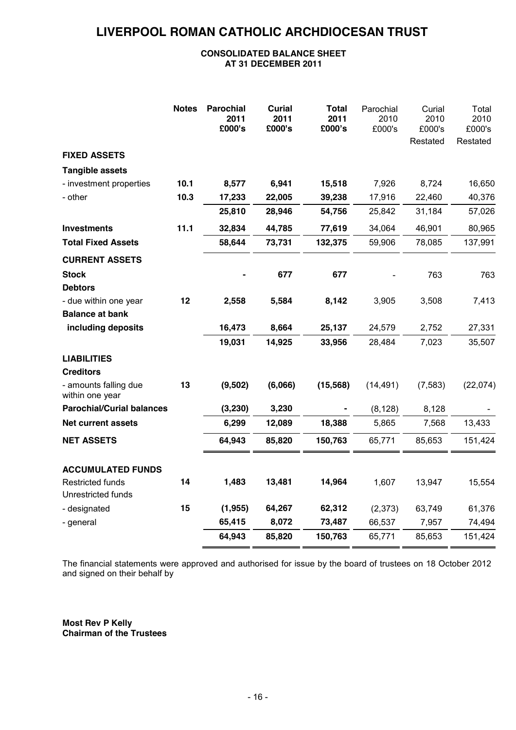# LIVERPOOL ROMAN CATHOLIC ARCHDIOCESAN TRUST

## CONSOLIDATED BALANCE SHEET
## AT 31 DECEMBER 2011

| | Notes | Parochial 2011 £000's | Curial 2011 £000's | Total 2011 £000's | Parochial 2010 £000's | Curial 2010 £000's Restated | Total 2010 £000's Restated |
|---|---|---|---|---|---|---|---|
| **FIXED ASSETS** | | | | | | | |
| **Tangible assets** | | | | | | | |
| - investment properties | 10.1 | 8,577 | 6,941 | 15,518 | 7,926 | 8,724 | 16,650 |
| - other | 10.3 | 17,233 | 22,005 | 39,238 | 17,916 | 22,460 | 40,376 |
| | | 25,810 | 28,946 | 54,756 | 25,842 | 31,184 | 57,026 |
| **Investments** | 11.1 | 32,834 | 44,785 | 77,619 | 34,064 | 46,901 | 80,965 |
| **Total Fixed Assets** | | 58,644 | 73,731 | 132,375 | 59,906 | 78,085 | 137,991 |
| **CURRENT ASSETS** | | | | | | | |
| **Stock** | | - | 677 | 677 | - | 763 | 763 |
| **Debtors** | | | | | | | |
| - due within one year | 12 | 2,558 | 5,584 | 8,142 | 3,905 | 3,508 | 7,413 |
| **Balance at bank including deposits** | | 16,473 | 8,664 | 25,137 | 24,579 | 2,752 | 27,331 |
| | | 19,031 | 14,925 | 33,956 | 28,484 | 7,023 | 35,507 |
| **LIABILITIES** | | | | | | | |
| **Creditors** | | | | | | | |
| - amounts falling due within one year | 13 | (9,502) | (6,066) | (15,568) | (14,491) | (7,583) | (22,074) |
| **Parochial/Curial balances** | | (3,230) | 3,230 | - | (8,128) | 8,128 | - |
| **Net current assets** | | 6,299 | 12,089 | 18,388 | 5,865 | 7,568 | 13,433 |
| **NET ASSETS** | | 64,943 | 85,820 | 150,763 | 65,771 | 85,653 | 151,424 |
| **ACCUMULATED FUNDS** | | | | | | | |
| Restricted funds | 14 | 1,483 | 13,481 | 14,964 | 1,607 | 13,947 | 15,554 |
| Unrestricted funds | | | | | | | |
| - designated | 15 | (1,955) | 64,267 | 62,312 | (2,373) | 63,749 | 61,376 |
| - general | | 65,415 | 8,072 | 73,487 | 66,537 | 7,957 | 74,494 |
| | | 64,943 | 85,820 | 150,763 | 65,771 | 85,653 | 151,424 |

The financial statements were approved and authorised for issue by the board of trustees on 18 October 2012 and signed on their behalf by

**Most Rev P Kelly**
**Chairman of the Trustees**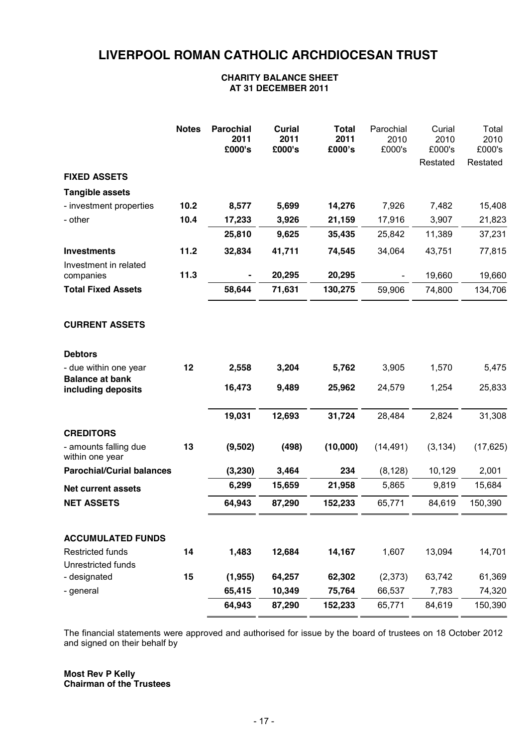# LIVERPOOL ROMAN CATHOLIC ARCHDIOCESAN TRUST

**CHARITY BALANCE SHEET**
**AT 31 DECEMBER 2011**

| | Notes | Parochial 2011 £000's | Curial 2011 £000's | Total 2011 £000's | Parochial 2010 £000's | Curial 2010 £000's Restated | Total 2010 £000's Restated |
|---|---|---|---|---|---|---|---|
| **FIXED ASSETS** | | | | | | | |
| **Tangible assets** | | | | | | | |
| - investment properties | 10.2 | 8,577 | 5,699 | 14,276 | 7,926 | 7,482 | 15,408 |
| - other | 10.4 | 17,233 | 3,926 | 21,159 | 17,916 | 3,907 | 21,823 |
| | | 25,810 | 9,625 | 35,435 | 25,842 | 11,389 | 37,231 |
| **Investments** | 11.2 | 32,834 | 41,711 | 74,545 | 34,064 | 43,751 | 77,815 |
| Investment in related companies | 11.3 | - | 20,295 | 20,295 | - | 19,660 | 19,660 |
| **Total Fixed Assets** | | 58,644 | 71,631 | 130,275 | 59,906 | 74,800 | 134,706 |
| **CURRENT ASSETS** | | | | | | | |
| **Debtors** | | | | | | | |
| - due within one year | 12 | 2,558 | 3,204 | 5,762 | 3,905 | 1,570 | 5,475 |
| **Balance at bank including deposits** | | 16,473 | 9,489 | 25,962 | 24,579 | 1,254 | 25,833 |
| | | 19,031 | 12,693 | 31,724 | 28,484 | 2,824 | 31,308 |
| **CREDITORS** | | | | | | | |
| - amounts falling due within one year | 13 | (9,502) | (498) | (10,000) | (14,491) | (3,134) | (17,625) |
| **Parochial/Curial balances** | | (3,230) | 3,464 | 234 | (8,128) | 10,129 | 2,001 |
| **Net current assets** | | 6,299 | 15,659 | 21,958 | 5,865 | 9,819 | 15,684 |
| **NET ASSETS** | | 64,943 | 87,290 | 152,233 | 65,771 | 84,619 | 150,390 |
| **ACCUMULATED FUNDS** | | | | | | | |
| Restricted funds | 14 | 1,483 | 12,684 | 14,167 | 1,607 | 13,094 | 14,701 |
| Unrestricted funds | | | | | | | |
| - designated | 15 | (1,955) | 64,257 | 62,302 | (2,373) | 63,742 | 61,369 |
| - general | | 65,415 | 10,349 | 75,764 | 66,537 | 7,783 | 74,320 |
| | | 64,943 | 87,290 | 152,233 | 65,771 | 84,619 | 150,390 |

The financial statements were approved and authorised for issue by the board of trustees on 18 October 2012 and signed on their behalf by

**Most Rev P Kelly**
**Chairman of the Trustees**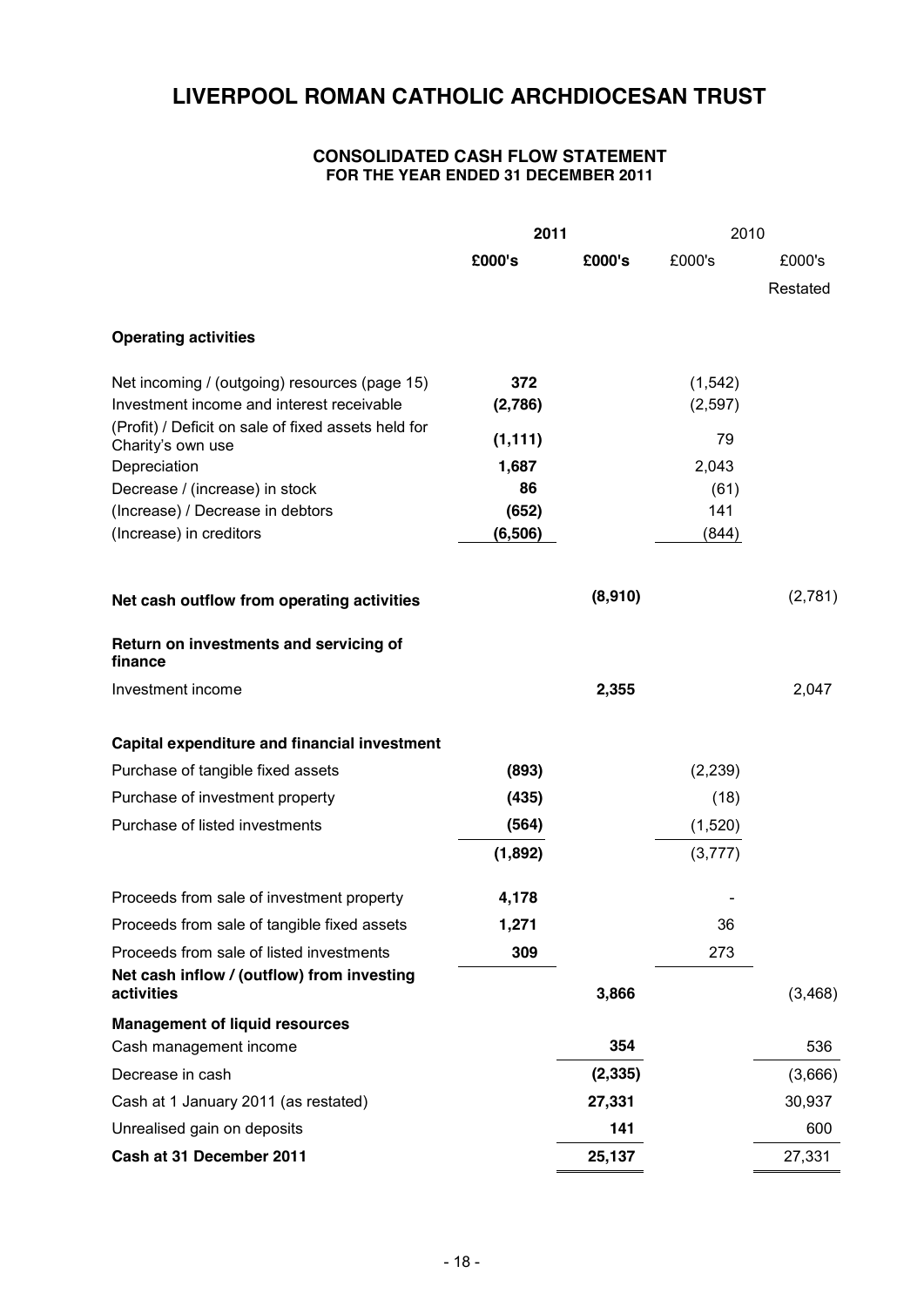# LIVERPOOL ROMAN CATHOLIC ARCHDIOCESAN TRUST

## CONSOLIDATED CASH FLOW STATEMENT
### FOR THE YEAR ENDED 31 DECEMBER 2011

| | 2011 | | 2010 | |
|---|---|---|---|---|
| | **£000's** | **£000's** | £000's | £000's Restated |
| **Operating activities** | | | | |
| Net incoming / (outgoing) resources (page 15) | **372** | | (1,542) | |
| Investment income and interest receivable | **(2,786)** | | (2,597) | |
| (Profit) / Deficit on sale of fixed assets held for Charity's own use | **(1,111)** | | 79 | |
| Depreciation | **1,687** | | 2,043 | |
| Decrease / (increase) in stock | **86** | | (61) | |
| (Increase) / Decrease in debtors | **(652)** | | 141 | |
| (Increase) in creditors | **(6,506)** | | (844) | |
| **Net cash outflow from operating activities** | | **(8,910)** | | (2,781) |
| **Return on investments and servicing of finance** | | | | |
| Investment income | | **2,355** | | 2,047 |
| **Capital expenditure and financial investment** | | | | |
| Purchase of tangible fixed assets | **(893)** | | (2,239) | |
| Purchase of investment property | **(435)** | | (18) | |
| Purchase of listed investments | **(564)** | | (1,520) | |
| | **(1,892)** | | (3,777) | |
| Proceeds from sale of investment property | **4,178** | | - | |
| Proceeds from sale of tangible fixed assets | **1,271** | | 36 | |
| Proceeds from sale of listed investments | **309** | | 273 | |
| **Net cash inflow / (outflow) from investing activities** | | **3,866** | | (3,468) |
| **Management of liquid resources** | | | | |
| Cash management income | | **354** | | 536 |
| Decrease in cash | | **(2,335)** | | (3,666) |
| Cash at 1 January 2011 (as restated) | | **27,331** | | 30,937 |
| Unrealised gain on deposits | | **141** | | 600 |
| **Cash at 31 December 2011** | | **25,137** | | 27,331 |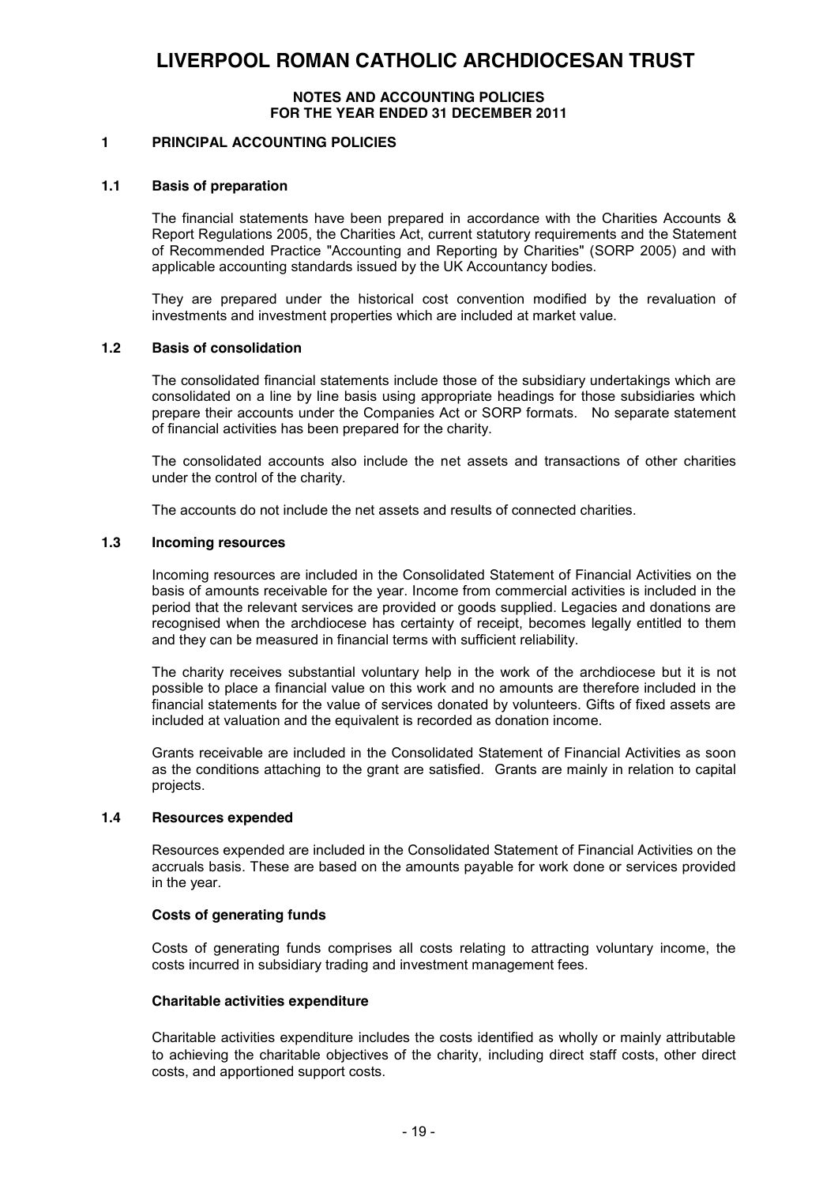# LIVERPOOL ROMAN CATHOLIC ARCHDIOCESAN TRUST

**NOTES AND ACCOUNTING POLICIES**
**FOR THE YEAR ENDED 31 DECEMBER 2011**

## 1 PRINCIPAL ACCOUNTING POLICIES

### 1.1 Basis of preparation

The financial statements have been prepared in accordance with the Charities Accounts & Report Regulations 2005, the Charities Act, current statutory requirements and the Statement of Recommended Practice "Accounting and Reporting by Charities" (SORP 2005) and with applicable accounting standards issued by the UK Accountancy bodies.

They are prepared under the historical cost convention modified by the revaluation of investments and investment properties which are included at market value.

### 1.2 Basis of consolidation

The consolidated financial statements include those of the subsidiary undertakings which are consolidated on a line by line basis using appropriate headings for those subsidiaries which prepare their accounts under the Companies Act or SORP formats. No separate statement of financial activities has been prepared for the charity.

The consolidated accounts also include the net assets and transactions of other charities under the control of the charity.

The accounts do not include the net assets and results of connected charities.

### 1.3 Incoming resources

Incoming resources are included in the Consolidated Statement of Financial Activities on the basis of amounts receivable for the year. Income from commercial activities is included in the period that the relevant services are provided or goods supplied. Legacies and donations are recognised when the archdiocese has certainty of receipt, becomes legally entitled to them and they can be measured in financial terms with sufficient reliability.

The charity receives substantial voluntary help in the work of the archdiocese but it is not possible to place a financial value on this work and no amounts are therefore included in the financial statements for the value of services donated by volunteers. Gifts of fixed assets are included at valuation and the equivalent is recorded as donation income.

Grants receivable are included in the Consolidated Statement of Financial Activities as soon as the conditions attaching to the grant are satisfied. Grants are mainly in relation to capital projects.

### 1.4 Resources expended

Resources expended are included in the Consolidated Statement of Financial Activities on the accruals basis. These are based on the amounts payable for work done or services provided in the year.

**Costs of generating funds**

Costs of generating funds comprises all costs relating to attracting voluntary income, the costs incurred in subsidiary trading and investment management fees.

**Charitable activities expenditure**

Charitable activities expenditure includes the costs identified as wholly or mainly attributable to achieving the charitable objectives of the charity, including direct staff costs, other direct costs, and apportioned support costs.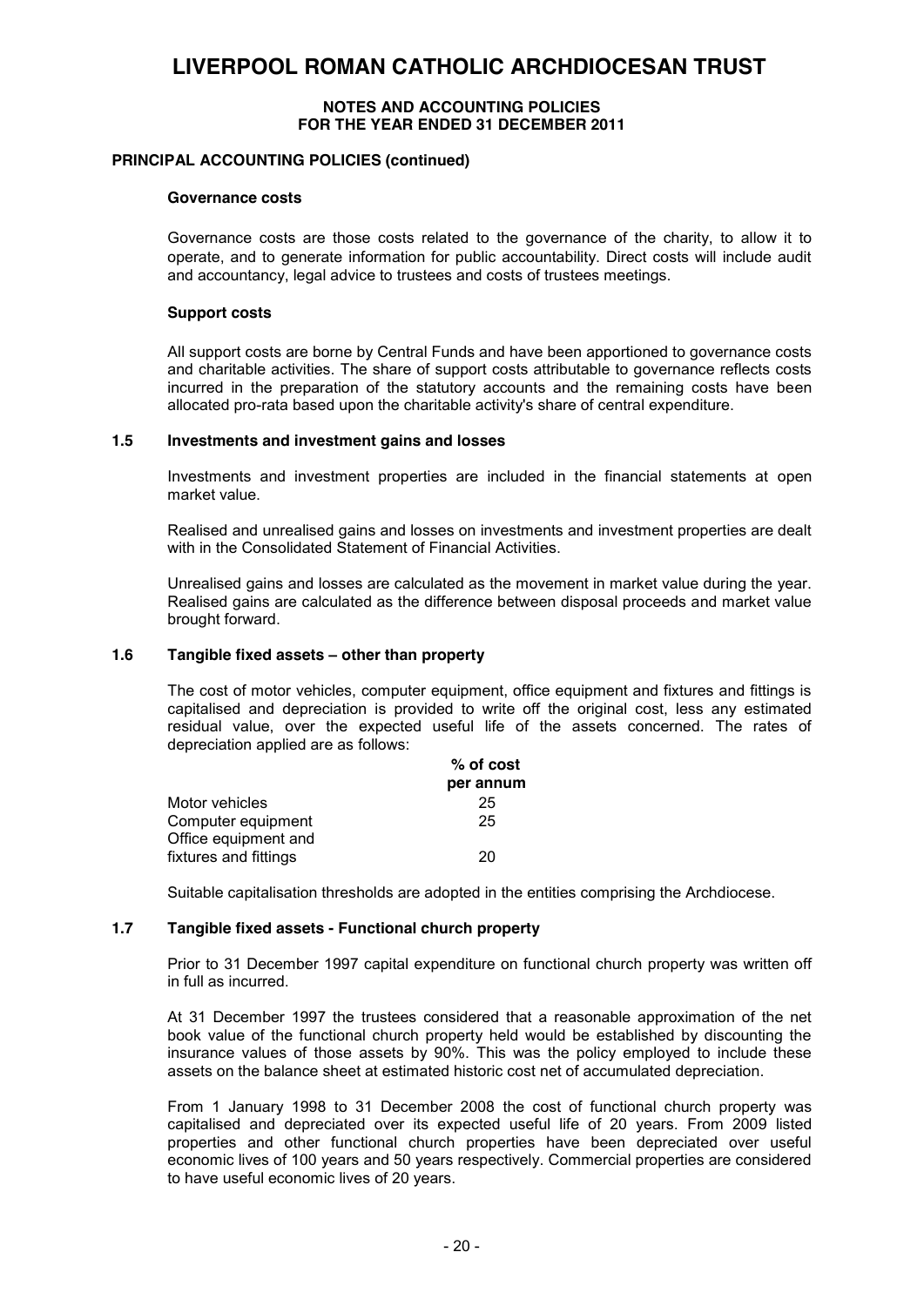# LIVERPOOL ROMAN CATHOLIC ARCHDIOCESAN TRUST

**NOTES AND ACCOUNTING POLICIES**
**FOR THE YEAR ENDED 31 DECEMBER 2011**

**PRINCIPAL ACCOUNTING POLICIES (continued)**

**Governance costs**

Governance costs are those costs related to the governance of the charity, to allow it to operate, and to generate information for public accountability. Direct costs will include audit and accountancy, legal advice to trustees and costs of trustees meetings.

**Support costs**

All support costs are borne by Central Funds and have been apportioned to governance costs and charitable activities. The share of support costs attributable to governance reflects costs incurred in the preparation of the statutory accounts and the remaining costs have been allocated pro-rata based upon the charitable activity's share of central expenditure.

### 1.5 Investments and investment gains and losses

Investments and investment properties are included in the financial statements at open market value.

Realised and unrealised gains and losses on investments and investment properties are dealt with in the Consolidated Statement of Financial Activities.

Unrealised gains and losses are calculated as the movement in market value during the year. Realised gains are calculated as the difference between disposal proceeds and market value brought forward.

### 1.6 Tangible fixed assets – other than property

The cost of motor vehicles, computer equipment, office equipment and fixtures and fittings is capitalised and depreciation is provided to write off the original cost, less any estimated residual value, over the expected useful life of the assets concerned. The rates of depreciation applied are as follows:

| | % of cost per annum |
|---|---|
| Motor vehicles | 25 |
| Computer equipment | 25 |
| Office equipment and fixtures and fittings | 20 |

Suitable capitalisation thresholds are adopted in the entities comprising the Archdiocese.

### 1.7 Tangible fixed assets - Functional church property

Prior to 31 December 1997 capital expenditure on functional church property was written off in full as incurred.

At 31 December 1997 the trustees considered that a reasonable approximation of the net book value of the functional church property held would be established by discounting the insurance values of those assets by 90%. This was the policy employed to include these assets on the balance sheet at estimated historic cost net of accumulated depreciation.

From 1 January 1998 to 31 December 2008 the cost of functional church property was capitalised and depreciated over its expected useful life of 20 years. From 2009 listed properties and other functional church properties have been depreciated over useful economic lives of 100 years and 50 years respectively. Commercial properties are considered to have useful economic lives of 20 years.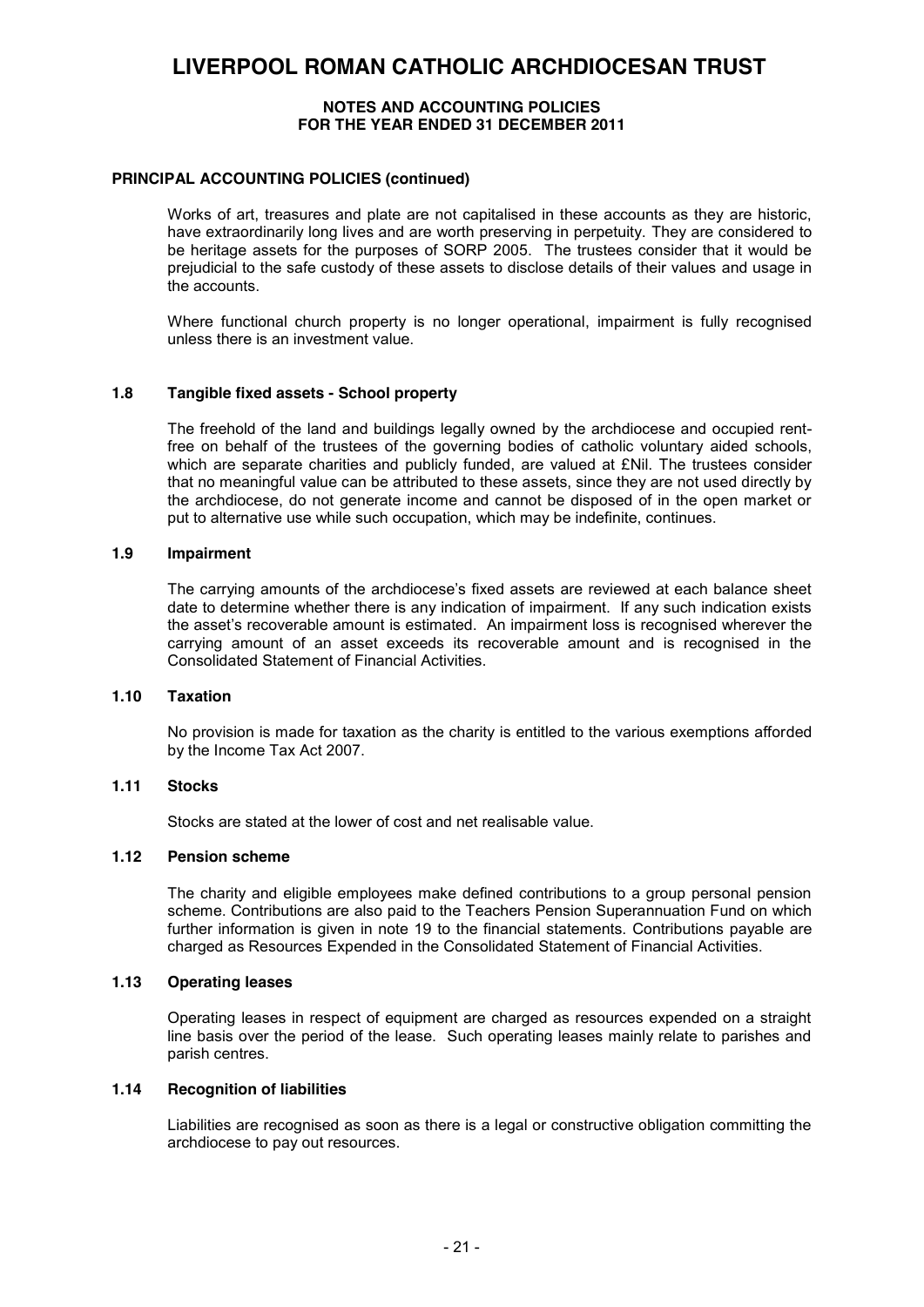# LIVERPOOL ROMAN CATHOLIC ARCHDIOCESAN TRUST

**NOTES AND ACCOUNTING POLICIES**
**FOR THE YEAR ENDED 31 DECEMBER 2011**

**PRINCIPAL ACCOUNTING POLICIES (continued)**

Works of art, treasures and plate are not capitalised in these accounts as they are historic, have extraordinarily long lives and are worth preserving in perpetuity. They are considered to be heritage assets for the purposes of SORP 2005. The trustees consider that it would be prejudicial to the safe custody of these assets to disclose details of their values and usage in the accounts.

Where functional church property is no longer operational, impairment is fully recognised unless there is an investment value.

### 1.8 Tangible fixed assets - School property

The freehold of the land and buildings legally owned by the archdiocese and occupied rent-free on behalf of the trustees of the governing bodies of catholic voluntary aided schools, which are separate charities and publicly funded, are valued at £Nil. The trustees consider that no meaningful value can be attributed to these assets, since they are not used directly by the archdiocese, do not generate income and cannot be disposed of in the open market or put to alternative use while such occupation, which may be indefinite, continues.

### 1.9 Impairment

The carrying amounts of the archdiocese's fixed assets are reviewed at each balance sheet date to determine whether there is any indication of impairment. If any such indication exists the asset's recoverable amount is estimated. An impairment loss is recognised wherever the carrying amount of an asset exceeds its recoverable amount and is recognised in the Consolidated Statement of Financial Activities.

### 1.10 Taxation

No provision is made for taxation as the charity is entitled to the various exemptions afforded by the Income Tax Act 2007.

### 1.11 Stocks

Stocks are stated at the lower of cost and net realisable value.

### 1.12 Pension scheme

The charity and eligible employees make defined contributions to a group personal pension scheme. Contributions are also paid to the Teachers Pension Superannuation Fund on which further information is given in note 19 to the financial statements. Contributions payable are charged as Resources Expended in the Consolidated Statement of Financial Activities.

### 1.13 Operating leases

Operating leases in respect of equipment are charged as resources expended on a straight line basis over the period of the lease. Such operating leases mainly relate to parishes and parish centres.

### 1.14 Recognition of liabilities

Liabilities are recognised as soon as there is a legal or constructive obligation committing the archdiocese to pay out resources.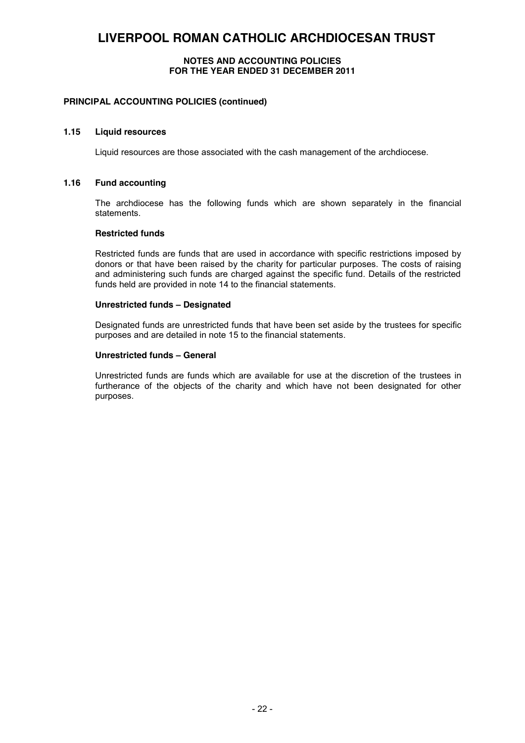# LIVERPOOL ROMAN CATHOLIC ARCHDIOCESAN TRUST

**NOTES AND ACCOUNTING POLICIES**
**FOR THE YEAR ENDED 31 DECEMBER 2011**

**PRINCIPAL ACCOUNTING POLICIES (continued)**

### 1.15 Liquid resources

Liquid resources are those associated with the cash management of the archdiocese.

### 1.16 Fund accounting

The archdiocese has the following funds which are shown separately in the financial statements.

**Restricted funds**

Restricted funds are funds that are used in accordance with specific restrictions imposed by donors or that have been raised by the charity for particular purposes. The costs of raising and administering such funds are charged against the specific fund. Details of the restricted funds held are provided in note 14 to the financial statements.

**Unrestricted funds – Designated**

Designated funds are unrestricted funds that have been set aside by the trustees for specific purposes and are detailed in note 15 to the financial statements.

**Unrestricted funds – General**

Unrestricted funds are funds which are available for use at the discretion of the trustees in furtherance of the objects of the charity and which have not been designated for other purposes.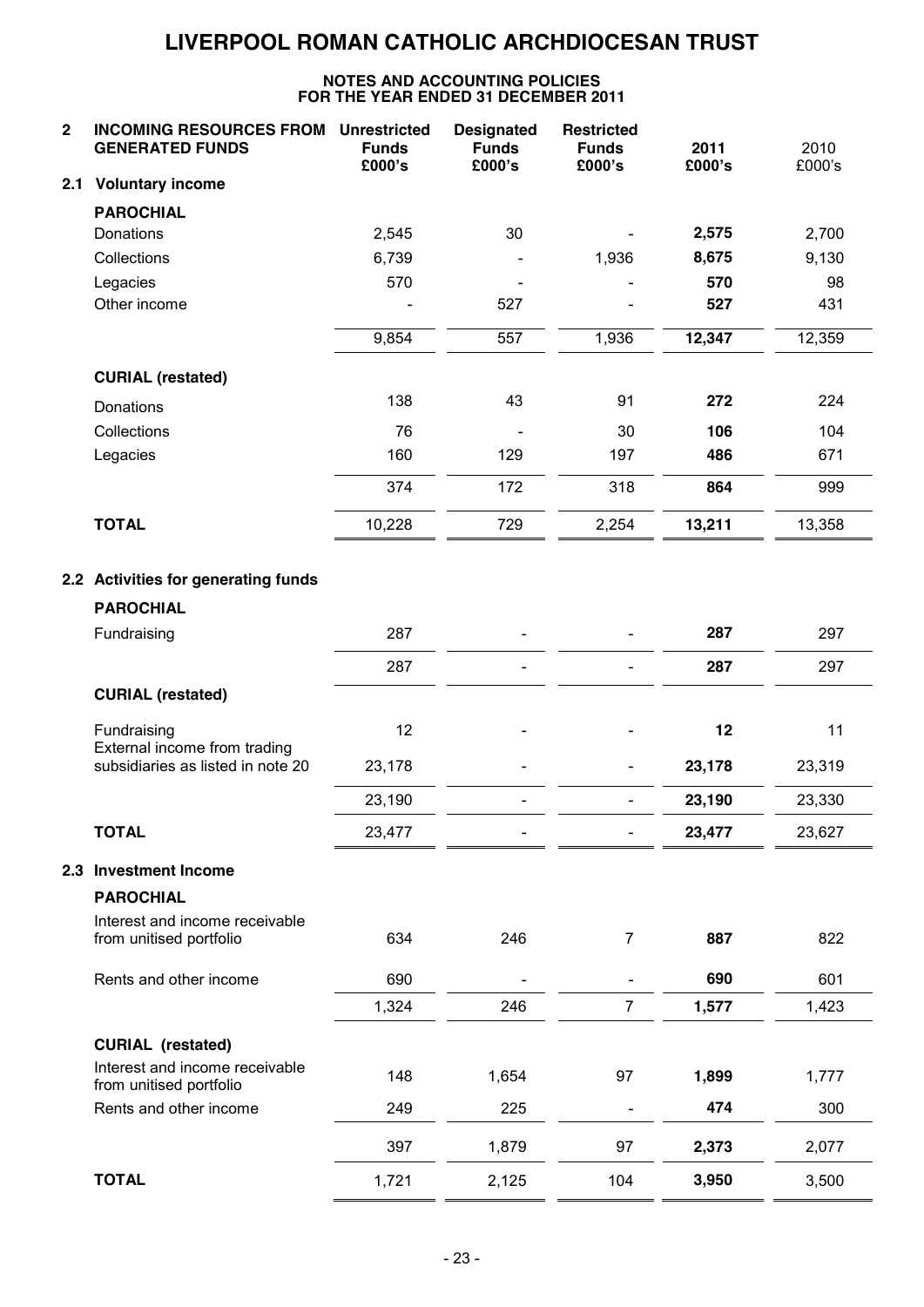# LIVERPOOL ROMAN CATHOLIC ARCHDIOCESAN TRUST

**NOTES AND ACCOUNTING POLICIES**
**FOR THE YEAR ENDED 31 DECEMBER 2011**

| **2 INCOMING RESOURCES FROM GENERATED FUNDS** | **Unrestricted Funds £000's** | **Designated Funds £000's** | **Restricted Funds £000's** | **2011 £000's** | 2010 £000's |
|---|---|---|---|---|---|
| **2.1 Voluntary income** | | | | | |
| **PAROCHIAL** | | | | | |
| Donations | 2,545 | 30 | - | **2,575** | 2,700 |
| Collections | 6,739 | - | 1,936 | **8,675** | 9,130 |
| Legacies | 570 | - | - | **570** | 98 |
| Other income | - | 527 | - | **527** | 431 |
| | 9,854 | 557 | 1,936 | **12,347** | 12,359 |
| **CURIAL (restated)** | | | | | |
| Donations | 138 | 43 | 91 | **272** | 224 |
| Collections | 76 | - | 30 | **106** | 104 |
| Legacies | 160 | 129 | 197 | **486** | 671 |
| | 374 | 172 | 318 | **864** | 999 |
| **TOTAL** | 10,228 | 729 | 2,254 | **13,211** | 13,358 |
| **2.2 Activities for generating funds** | | | | | |
| **PAROCHIAL** | | | | | |
| Fundraising | 287 | - | - | **287** | 297 |
| | 287 | - | - | **287** | 297 |
| **CURIAL (restated)** | | | | | |
| Fundraising | 12 | - | - | **12** | 11 |
| External income from trading subsidiaries as listed in note 20 | 23,178 | - | - | **23,178** | 23,319 |
| | 23,190 | - | - | **23,190** | 23,330 |
| **TOTAL** | 23,477 | - | - | **23,477** | 23,627 |
| **2.3 Investment Income** | | | | | |
| **PAROCHIAL** | | | | | |
| Interest and income receivable from unitised portfolio | 634 | 246 | 7 | **887** | 822 |
| Rents and other income | 690 | - | - | **690** | 601 |
| | 1,324 | 246 | 7 | **1,577** | 1,423 |
| **CURIAL (restated)** | | | | | |
| Interest and income receivable from unitised portfolio | 148 | 1,654 | 97 | **1,899** | 1,777 |
| Rents and other income | 249 | 225 | - | **474** | 300 |
| | 397 | 1,879 | 97 | **2,373** | 2,077 |
| **TOTAL** | 1,721 | 2,125 | 104 | **3,950** | 3,500 |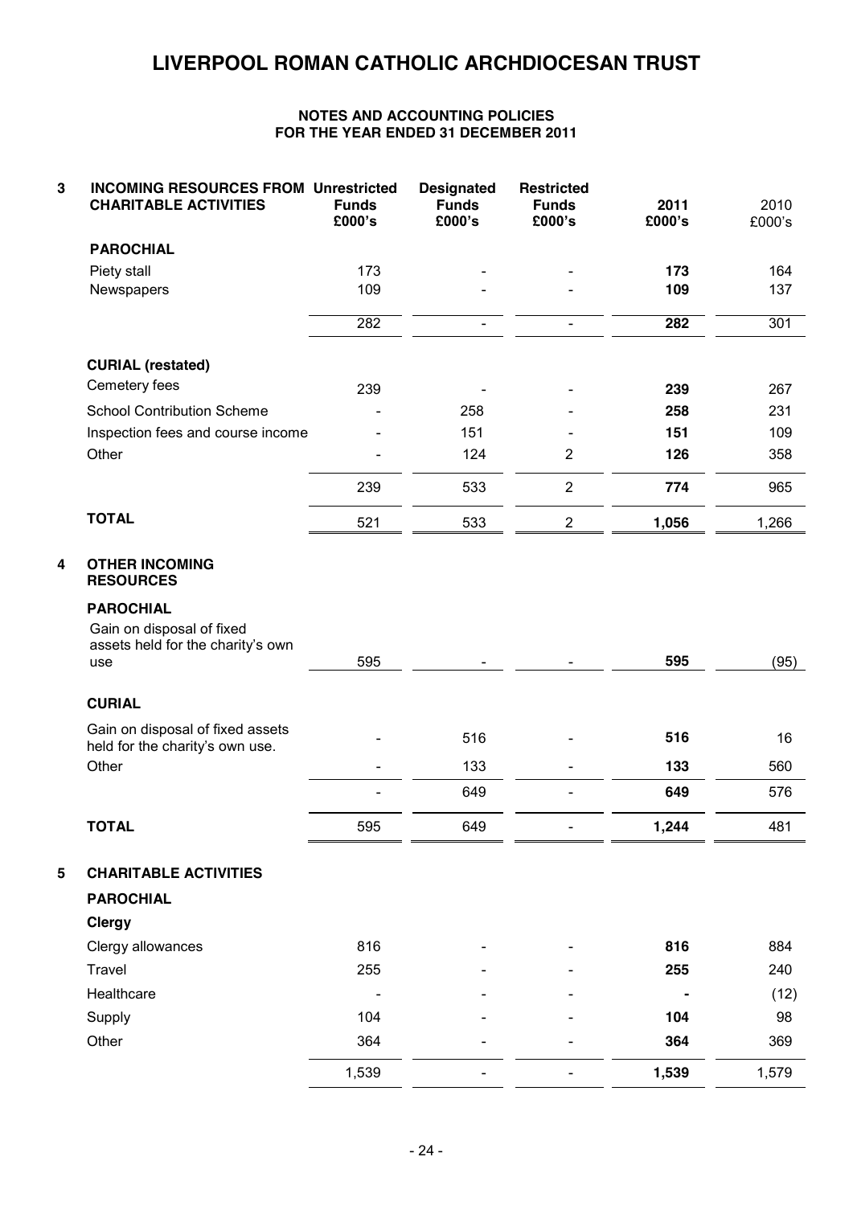# LIVERPOOL ROMAN CATHOLIC ARCHDIOCESAN TRUST

**NOTES AND ACCOUNTING POLICIES**
**FOR THE YEAR ENDED 31 DECEMBER 2011**

| | | Unrestricted Funds £000's | Designated Funds £000's | Restricted Funds £000's | 2011 £000's | 2010 £000's |
|---|---|---|---|---|---|---|
| **3** | **INCOMING RESOURCES FROM CHARITABLE ACTIVITIES** | | | | | |
| | **PAROCHIAL** | | | | | |
| | Piety stall | 173 | - | - | **173** | 164 |
| | Newspapers | 109 | - | - | **109** | 137 |
| | | 282 | - | - | **282** | 301 |
| | **CURIAL (restated)** | | | | | |
| | Cemetery fees | 239 | - | - | **239** | 267 |
| | School Contribution Scheme | - | 258 | - | **258** | 231 |
| | Inspection fees and course income | - | 151 | - | **151** | 109 |
| | Other | - | 124 | 2 | **126** | 358 |
| | | 239 | 533 | 2 | **774** | 965 |
| | **TOTAL** | 521 | 533 | 2 | **1,056** | 1,266 |
| **4** | **OTHER INCOMING RESOURCES** | | | | | |
| | **PAROCHIAL** | | | | | |
| | Gain on disposal of fixed assets held for the charity's own use | 595 | - | - | **595** | (95) |
| | **CURIAL** | | | | | |
| | Gain on disposal of fixed assets held for the charity's own use. | - | 516 | - | **516** | 16 |
| | Other | - | 133 | - | **133** | 560 |
| | | - | 649 | - | **649** | 576 |
| | **TOTAL** | 595 | 649 | - | **1,244** | 481 |
| **5** | **CHARITABLE ACTIVITIES** | | | | | |
| | **PAROCHIAL** | | | | | |
| | **Clergy** | | | | | |
| | Clergy allowances | 816 | - | - | **816** | 884 |
| | Travel | 255 | - | - | **255** | 240 |
| | Healthcare | - | - | - | **-** | (12) |
| | Supply | 104 | - | - | **104** | 98 |
| | Other | 364 | - | - | **364** | 369 |
| | | 1,539 | - | - | **1,539** | 1,579 |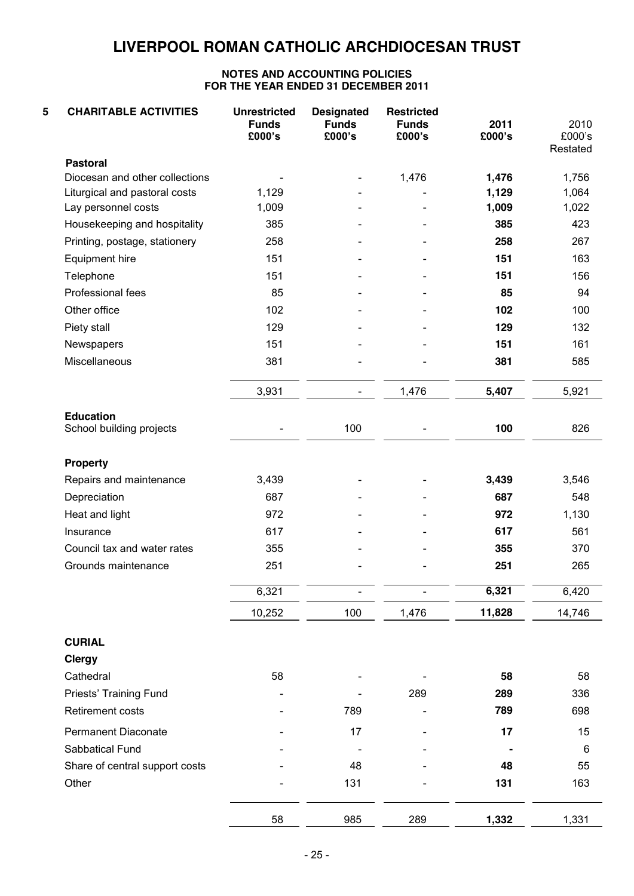# LIVERPOOL ROMAN CATHOLIC ARCHDIOCESAN TRUST

## NOTES AND ACCOUNTING POLICIES FOR THE YEAR ENDED 31 DECEMBER 2011

| 5 CHARITABLE ACTIVITIES | Unrestricted Funds £000's | Designated Funds £000's | Restricted Funds £000's | 2011 £000's | 2010 £000's Restated |
|---|---|---|---|---|---|
| **Pastoral** | | | | | |
| Diocesan and other collections | - | - | 1,476 | **1,476** | 1,756 |
| Liturgical and pastoral costs | 1,129 | - | - | **1,129** | 1,064 |
| Lay personnel costs | 1,009 | - | - | **1,009** | 1,022 |
| Housekeeping and hospitality | 385 | - | - | **385** | 423 |
| Printing, postage, stationery | 258 | - | - | **258** | 267 |
| Equipment hire | 151 | - | - | **151** | 163 |
| Telephone | 151 | - | - | **151** | 156 |
| Professional fees | 85 | - | - | **85** | 94 |
| Other office | 102 | - | - | **102** | 100 |
| Piety stall | 129 | - | - | **129** | 132 |
| Newspapers | 151 | - | - | **151** | 161 |
| Miscellaneous | 381 | - | - | **381** | 585 |
| | 3,931 | - | 1,476 | **5,407** | 5,921 |
| **Education** | | | | | |
| School building projects | - | 100 | - | **100** | 826 |
| **Property** | | | | | |
| Repairs and maintenance | 3,439 | - | - | **3,439** | 3,546 |
| Depreciation | 687 | - | - | **687** | 548 |
| Heat and light | 972 | - | - | **972** | 1,130 |
| Insurance | 617 | - | - | **617** | 561 |
| Council tax and water rates | 355 | - | - | **355** | 370 |
| Grounds maintenance | 251 | - | - | **251** | 265 |
| | 6,321 | - | - | **6,321** | 6,420 |
| | 10,252 | 100 | 1,476 | **11,828** | 14,746 |
| **CURIAL** | | | | | |
| **Clergy** | | | | | |
| Cathedral | 58 | - | - | **58** | 58 |
| Priests' Training Fund | - | - | 289 | **289** | 336 |
| Retirement costs | - | 789 | - | **789** | 698 |
| Permanent Diaconate | - | 17 | - | **17** | 15 |
| Sabbatical Fund | - | - | - | **-** | 6 |
| Share of central support costs | - | 48 | - | **48** | 55 |
| Other | - | 131 | - | **131** | 163 |
| | 58 | 985 | 289 | **1,332** | 1,331 |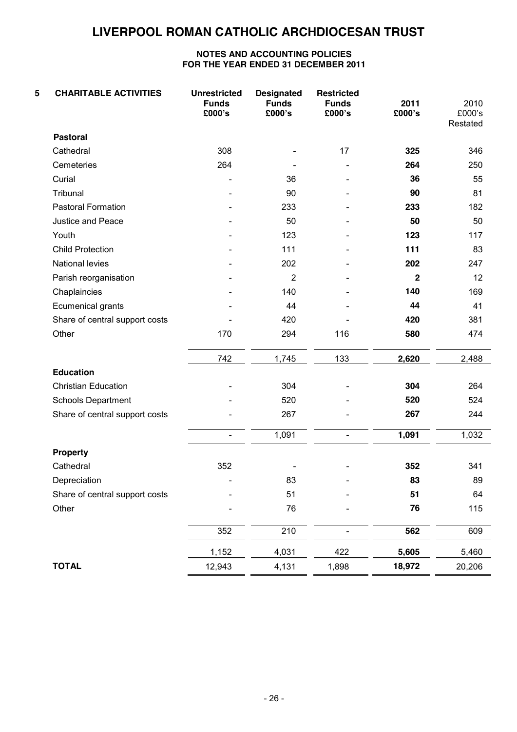# LIVERPOOL ROMAN CATHOLIC ARCHDIOCESAN TRUST

**NOTES AND ACCOUNTING POLICIES**
**FOR THE YEAR ENDED 31 DECEMBER 2011**

| 5 CHARITABLE ACTIVITIES | Unrestricted Funds £000's | Designated Funds £000's | Restricted Funds £000's | 2011 £000's | 2010 £000's Restated |
|---|---|---|---|---|---|
| **Pastoral** | | | | | |
| Cathedral | 308 | - | 17 | **325** | 346 |
| Cemeteries | 264 | - | - | **264** | 250 |
| Curial | - | 36 | - | **36** | 55 |
| Tribunal | - | 90 | - | **90** | 81 |
| Pastoral Formation | - | 233 | - | **233** | 182 |
| Justice and Peace | - | 50 | - | **50** | 50 |
| Youth | - | 123 | - | **123** | 117 |
| Child Protection | - | 111 | - | **111** | 83 |
| National levies | - | 202 | - | **202** | 247 |
| Parish reorganisation | - | 2 | - | **2** | 12 |
| Chaplaincies | - | 140 | - | **140** | 169 |
| Ecumenical grants | - | 44 | - | **44** | 41 |
| Share of central support costs | - | 420 | - | **420** | 381 |
| Other | 170 | 294 | 116 | **580** | 474 |
| | 742 | 1,745 | 133 | **2,620** | 2,488 |
| **Education** | | | | | |
| Christian Education | - | 304 | - | **304** | 264 |
| Schools Department | - | 520 | - | **520** | 524 |
| Share of central support costs | - | 267 | - | **267** | 244 |
| | - | 1,091 | - | **1,091** | 1,032 |
| **Property** | | | | | |
| Cathedral | 352 | - | - | **352** | 341 |
| Depreciation | - | 83 | - | **83** | 89 |
| Share of central support costs | - | 51 | - | **51** | 64 |
| Other | - | 76 | - | **76** | 115 |
| | 352 | 210 | - | **562** | 609 |
| | 1,152 | 4,031 | 422 | **5,605** | 5,460 |
| **TOTAL** | 12,943 | 4,131 | 1,898 | **18,972** | 20,206 |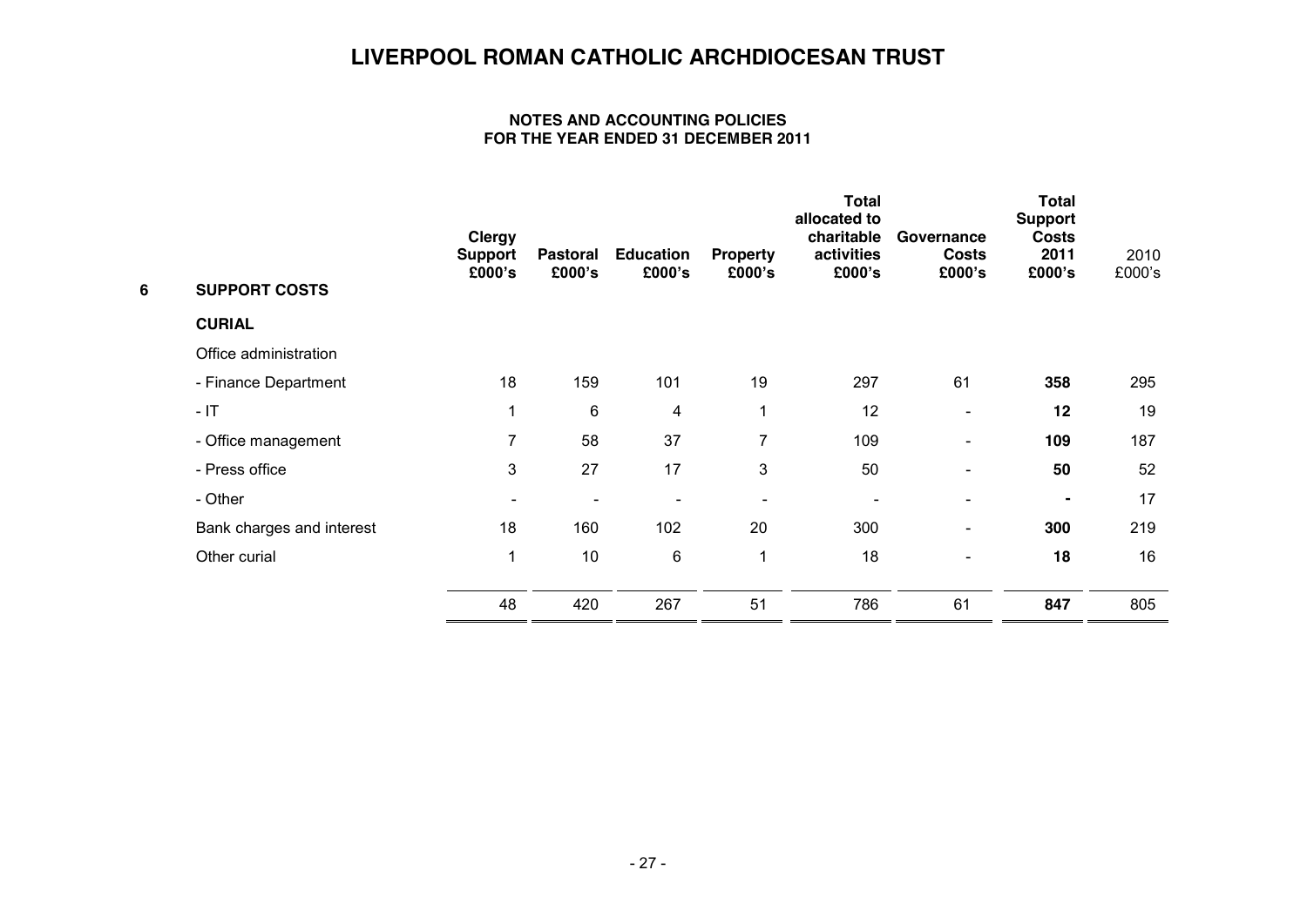# LIVERPOOL ROMAN CATHOLIC ARCHDIOCESAN TRUST

## NOTES AND ACCOUNTING POLICIES FOR THE YEAR ENDED 31 DECEMBER 2011

| 6 SUPPORT COSTS | Clergy Support £000's | Pastoral £000's | Education £000's | Property £000's | Total allocated to charitable activities £000's | Governance Costs £000's | Total Support Costs 2011 £000's | 2010 £000's |
|---|---|---|---|---|---|---|---|---|
| **CURIAL** | | | | | | | | |
| Office administration | | | | | | | | |
| - Finance Department | 18 | 159 | 101 | 19 | 297 | 61 | **358** | 295 |
| - IT | 1 | 6 | 4 | 1 | 12 | - | **12** | 19 |
| - Office management | 7 | 58 | 37 | 7 | 109 | - | **109** | 187 |
| - Press office | 3 | 27 | 17 | 3 | 50 | - | **50** | 52 |
| - Other | - | - | - | - | - | - | **-** | 17 |
| Bank charges and interest | 18 | 160 | 102 | 20 | 300 | - | **300** | 219 |
| Other curial | 1 | 10 | 6 | 1 | 18 | - | **18** | 16 |
| | 48 | 420 | 267 | 51 | 786 | 61 | **847** | 805 |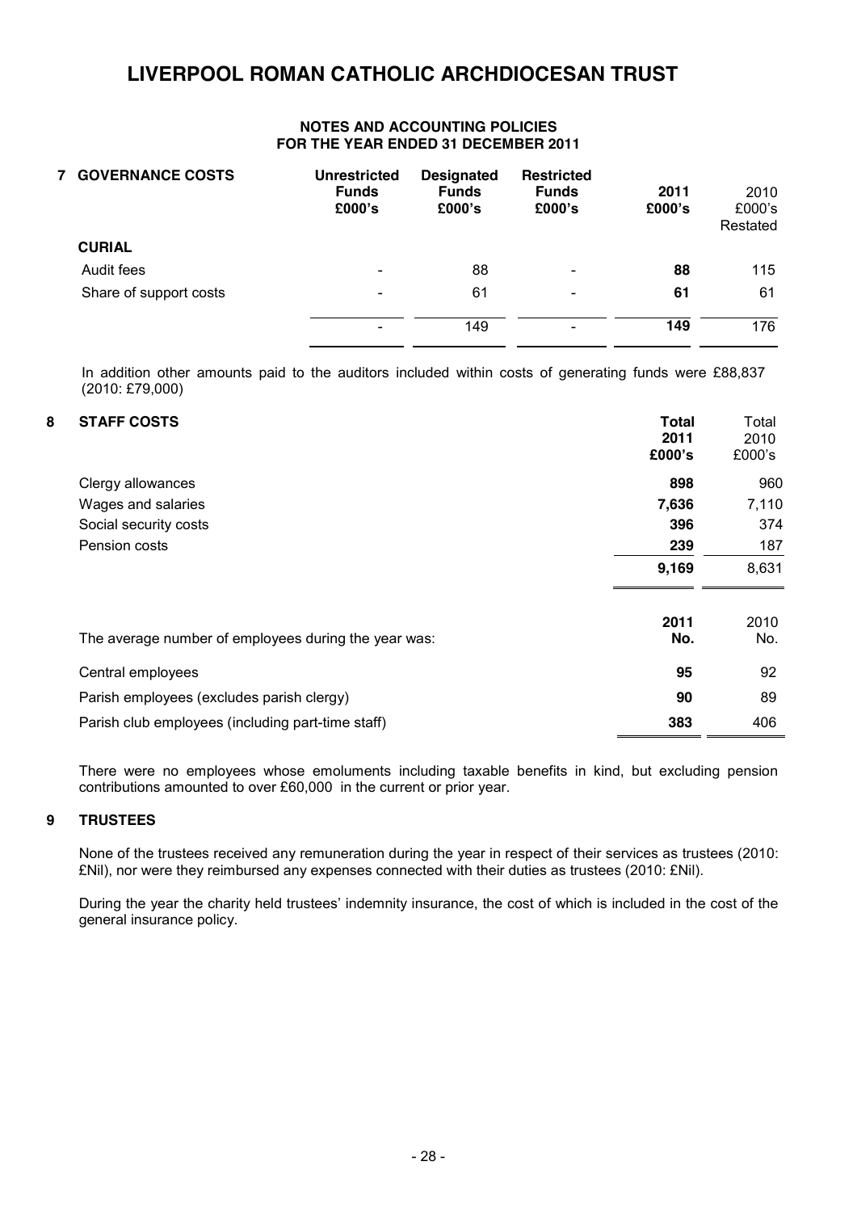# LIVERPOOL ROMAN CATHOLIC ARCHDIOCESAN TRUST

**NOTES AND ACCOUNTING POLICIES**
**FOR THE YEAR ENDED 31 DECEMBER 2011**

## 7 GOVERNANCE COSTS

| | Unrestricted Funds £000's | Designated Funds £000's | Restricted Funds £000's | 2011 £000's | 2010 £000's Restated |
|---|---|---|---|---|---|
| **CURIAL** | | | | | |
| Audit fees | - | 88 | - | **88** | 115 |
| Share of support costs | - | 61 | - | **61** | 61 |
| | - | 149 | - | **149** | 176 |

In addition other amounts paid to the auditors included within costs of generating funds were £88,837 (2010: £79,000)

## 8 STAFF COSTS

| | Total 2011 £000's | Total 2010 £000's |
|---|---|---|
| Clergy allowances | **898** | 960 |
| Wages and salaries | **7,636** | 7,110 |
| Social security costs | **396** | 374 |
| Pension costs | **239** | 187 |
| | **9,169** | 8,631 |

| The average number of employees during the year was: | 2011 No. | 2010 No. |
|---|---|---|
| Central employees | **95** | 92 |
| Parish employees (excludes parish clergy) | **90** | 89 |
| Parish club employees (including part-time staff) | **383** | 406 |

There were no employees whose emoluments including taxable benefits in kind, but excluding pension contributions amounted to over £60,000 in the current or prior year.

## 9 TRUSTEES

None of the trustees received any remuneration during the year in respect of their services as trustees (2010: £Nil), nor were they reimbursed any expenses connected with their duties as trustees (2010: £Nil).

During the year the charity held trustees' indemnity insurance, the cost of which is included in the cost of the general insurance policy.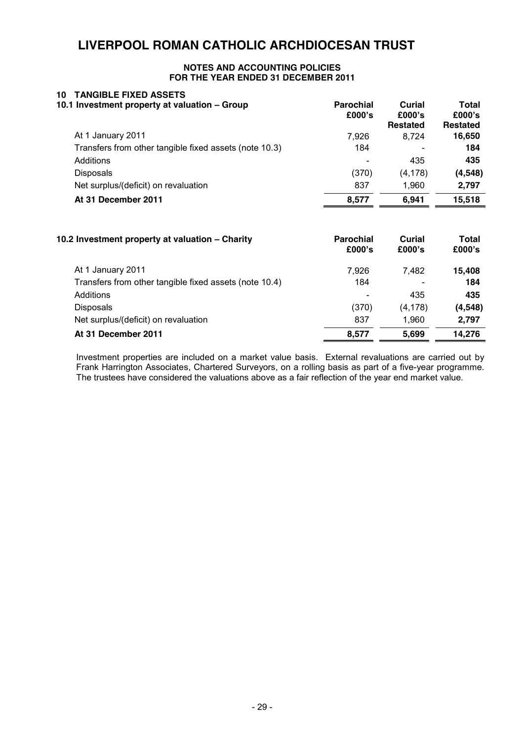# LIVERPOOL ROMAN CATHOLIC ARCHDIOCESAN TRUST

**NOTES AND ACCOUNTING POLICIES**
**FOR THE YEAR ENDED 31 DECEMBER 2011**

## 10 TANGIBLE FIXED ASSETS

### 10.1 Investment property at valuation – Group

| | Parochial £000's | Curial £000's Restated | Total £000's Restated |
|---|---|---|---|
| At 1 January 2011 | 7,926 | 8,724 | **16,650** |
| Transfers from other tangible fixed assets (note 10.3) | 184 | - | **184** |
| Additions | - | 435 | **435** |
| Disposals | (370) | (4,178) | **(4,548)** |
| Net surplus/(deficit) on revaluation | 837 | 1,960 | **2,797** |
| **At 31 December 2011** | **8,577** | **6,941** | **15,518** |

### 10.2 Investment property at valuation – Charity

| | Parochial £000's | Curial £000's | Total £000's |
|---|---|---|---|
| At 1 January 2011 | 7,926 | 7,482 | **15,408** |
| Transfers from other tangible fixed assets (note 10.4) | 184 | - | **184** |
| Additions | - | 435 | **435** |
| Disposals | (370) | (4,178) | **(4,548)** |
| Net surplus/(deficit) on revaluation | 837 | 1,960 | **2,797** |
| **At 31 December 2011** | **8,577** | **5,699** | **14,276** |

Investment properties are included on a market value basis. External revaluations are carried out by Frank Harrington Associates, Chartered Surveyors, on a rolling basis as part of a five-year programme. The trustees have considered the valuations above as a fair reflection of the year end market value.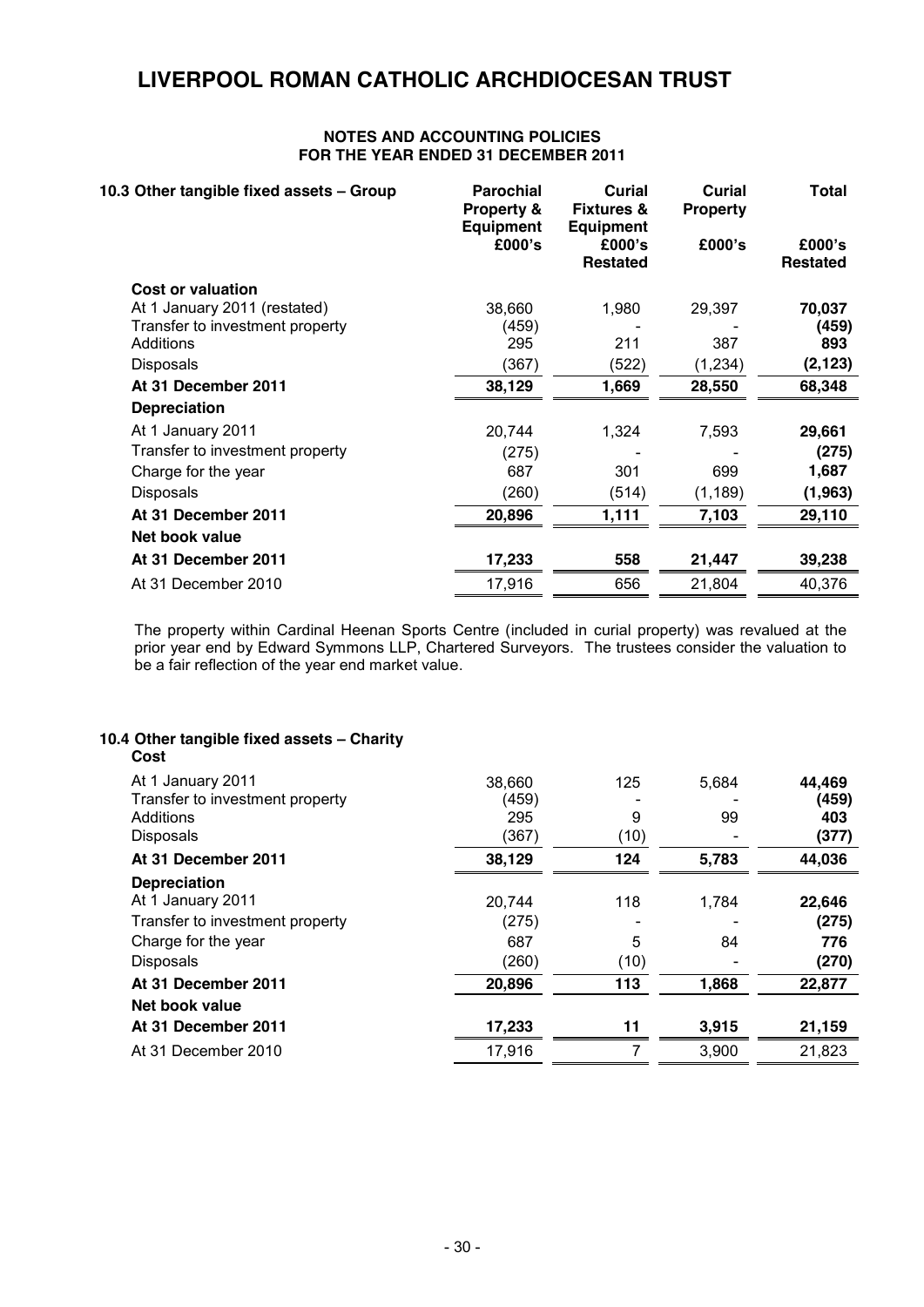# LIVERPOOL ROMAN CATHOLIC ARCHDIOCESAN TRUST

**NOTES AND ACCOUNTING POLICIES**
**FOR THE YEAR ENDED 31 DECEMBER 2011**

### 10.3 Other tangible fixed assets – Group

| | Parochial Property & Equipment £000's | Curial Fixtures & Equipment £000's Restated | Curial Property £000's | Total £000's Restated |
|---|---|---|---|---|
| **Cost or valuation** | | | | |
| At 1 January 2011 (restated) | 38,660 | 1,980 | 29,397 | **70,037** |
| Transfer to investment property | (459) | - | - | **(459)** |
| Additions | 295 | 211 | 387 | **893** |
| Disposals | (367) | (522) | (1,234) | **(2,123)** |
| **At 31 December 2011** | **38,129** | **1,669** | **28,550** | **68,348** |
| **Depreciation** | | | | |
| At 1 January 2011 | 20,744 | 1,324 | 7,593 | **29,661** |
| Transfer to investment property | (275) | - | - | **(275)** |
| Charge for the year | 687 | 301 | 699 | **1,687** |
| Disposals | (260) | (514) | (1,189) | **(1,963)** |
| **At 31 December 2011** | **20,896** | **1,111** | **7,103** | **29,110** |
| **Net book value** | | | | |
| **At 31 December 2011** | **17,233** | **558** | **21,447** | **39,238** |
| At 31 December 2010 | 17,916 | 656 | 21,804 | 40,376 |

The property within Cardinal Heenan Sports Centre (included in curial property) was revalued at the prior year end by Edward Symmons LLP, Chartered Surveyors. The trustees consider the valuation to be a fair reflection of the year end market value.

### 10.4 Other tangible fixed assets – Charity

| | Parochial Property & Equipment £000's | Curial Fixtures & Equipment £000's | Curial Property £000's | Total £000's |
|---|---|---|---|---|
| **Cost** | | | | |
| At 1 January 2011 | 38,660 | 125 | 5,684 | **44,469** |
| Transfer to investment property | (459) | - | - | **(459)** |
| Additions | 295 | 9 | 99 | **403** |
| Disposals | (367) | (10) | - | **(377)** |
| **At 31 December 2011** | **38,129** | **124** | **5,783** | **44,036** |
| **Depreciation** | | | | |
| At 1 January 2011 | 20,744 | 118 | 1,784 | **22,646** |
| Transfer to investment property | (275) | - | - | **(275)** |
| Charge for the year | 687 | 5 | 84 | **776** |
| Disposals | (260) | (10) | - | **(270)** |
| **At 31 December 2011** | **20,896** | **113** | **1,868** | **22,877** |
| **Net book value** | | | | |
| **At 31 December 2011** | **17,233** | **11** | **3,915** | **21,159** |
| At 31 December 2010 | 17,916 | 7 | 3,900 | 21,823 |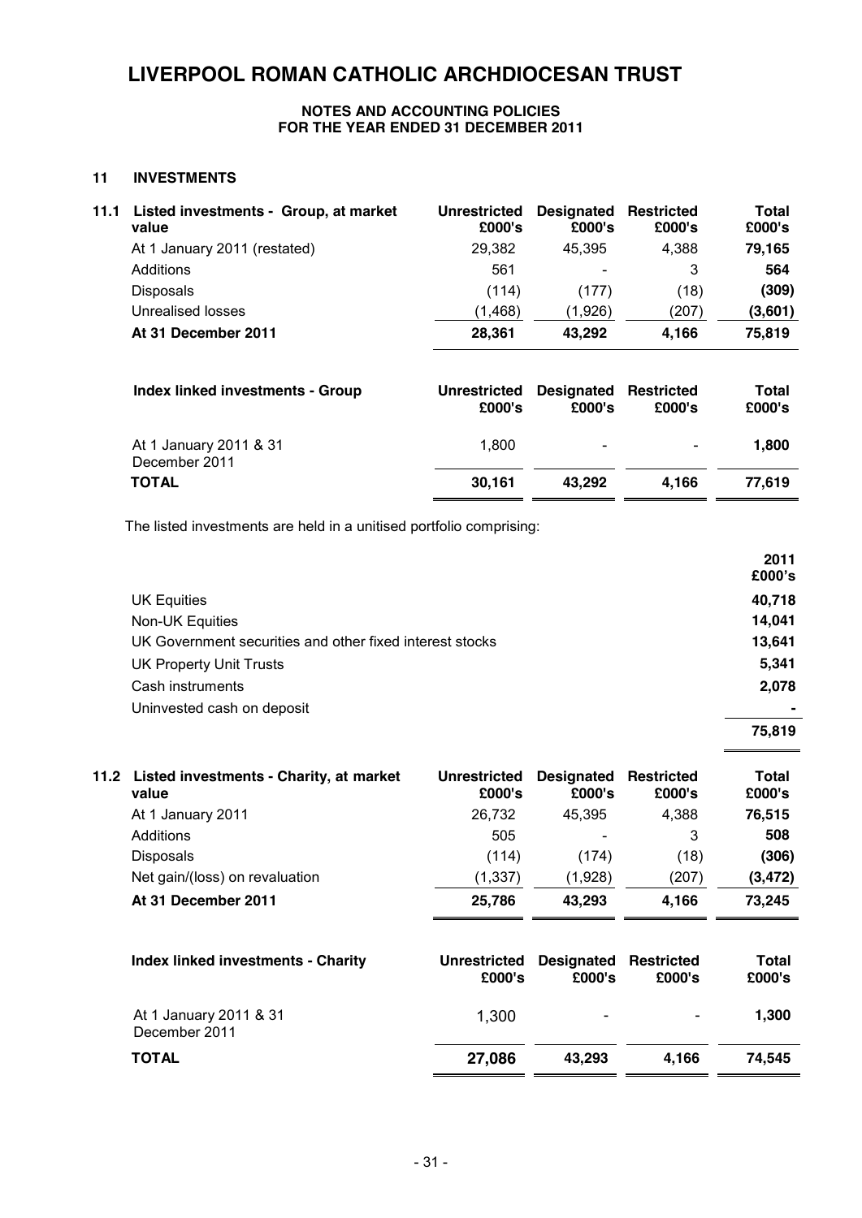# LIVERPOOL ROMAN CATHOLIC ARCHDIOCESAN TRUST

**NOTES AND ACCOUNTING POLICIES**
**FOR THE YEAR ENDED 31 DECEMBER 2011**

## 11 INVESTMENTS

| 11.1 Listed investments - Group, at market value | Unrestricted £000's | Designated £000's | Restricted £000's | Total £000's |
|---|---|---|---|---|
| At 1 January 2011 (restated) | 29,382 | 45,395 | 4,388 | **79,165** |
| Additions | 561 | - | 3 | **564** |
| Disposals | (114) | (177) | (18) | **(309)** |
| Unrealised losses | (1,468) | (1,926) | (207) | **(3,601)** |
| **At 31 December 2011** | **28,361** | **43,292** | **4,166** | **75,819** |

| Index linked investments - Group | Unrestricted £000's | Designated £000's | Restricted £000's | Total £000's |
|---|---|---|---|---|
| At 1 January 2011 & 31 December 2011 | 1,800 | - | - | **1,800** |
| **TOTAL** | **30,161** | **43,292** | **4,166** | **77,619** |

The listed investments are held in a unitised portfolio comprising:

| | 2011 £000's |
|---|---|
| UK Equities | **40,718** |
| Non-UK Equities | **14,041** |
| UK Government securities and other fixed interest stocks | **13,641** |
| UK Property Unit Trusts | **5,341** |
| Cash instruments | **2,078** |
| Uninvested cash on deposit | **-** |
| | **75,819** |

| 11.2 Listed investments - Charity, at market value | Unrestricted £000's | Designated £000's | Restricted £000's | Total £000's |
|---|---|---|---|---|
| At 1 January 2011 | 26,732 | 45,395 | 4,388 | **76,515** |
| Additions | 505 | - | 3 | **508** |
| Disposals | (114) | (174) | (18) | **(306)** |
| Net gain/(loss) on revaluation | (1,337) | (1,928) | (207) | **(3,472)** |
| **At 31 December 2011** | **25,786** | **43,293** | **4,166** | **73,245** |

| Index linked investments - Charity | Unrestricted £000's | Designated £000's | Restricted £000's | Total £000's |
|---|---|---|---|---|
| At 1 January 2011 & 31 December 2011 | 1,300 | - | - | **1,300** |
| **TOTAL** | **27,086** | **43,293** | **4,166** | **74,545** |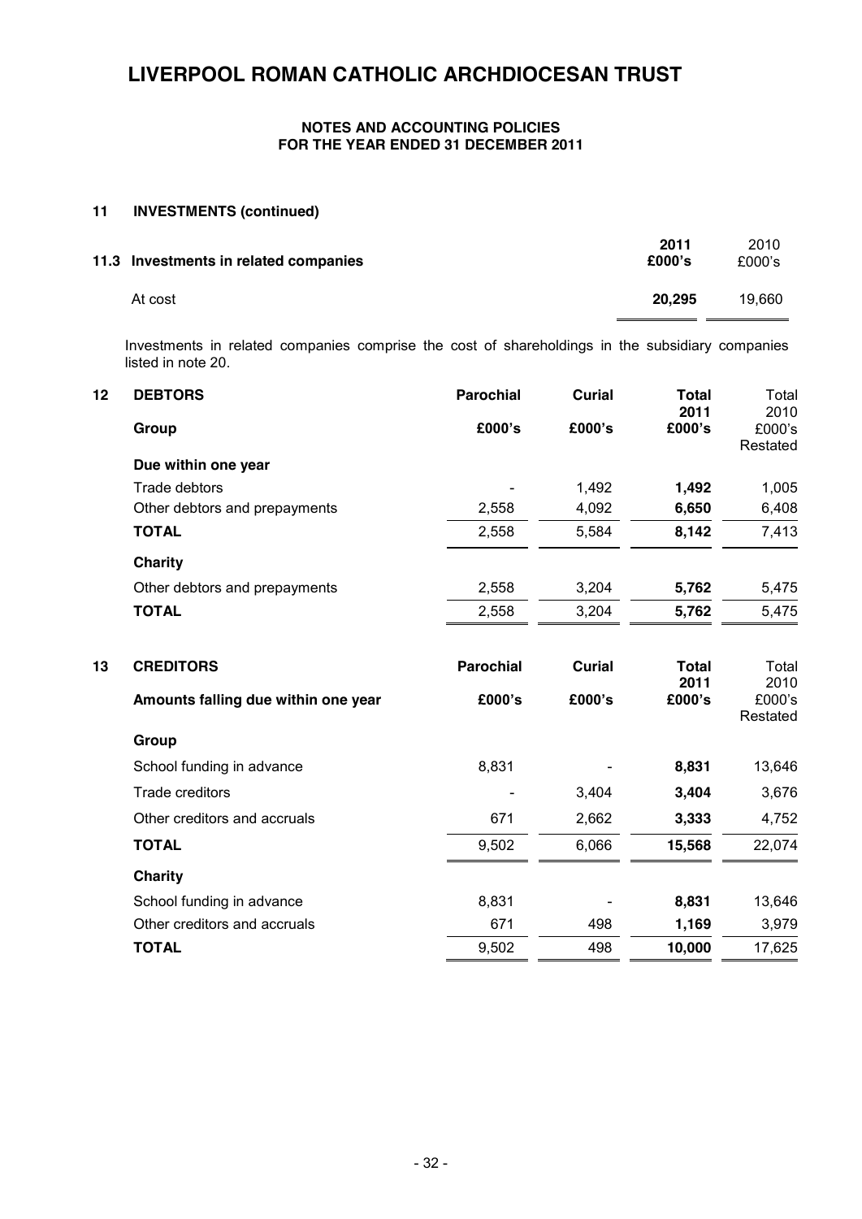# LIVERPOOL ROMAN CATHOLIC ARCHDIOCESAN TRUST

**NOTES AND ACCOUNTING POLICIES**
**FOR THE YEAR ENDED 31 DECEMBER 2011**

## 11 INVESTMENTS (continued)

| 11.3 Investments in related companies | 2011 £000's | 2010 £000's |
|---|---|---|
| At cost | **20,295** | 19,660 |

Investments in related companies comprise the cost of shareholdings in the subsidiary companies listed in note 20.

## 12 DEBTORS

| Group | Parochial £000's | Curial £000's | Total 2011 £000's | Total 2010 £000's Restated |
|---|---|---|---|---|
| **Due within one year** | | | | |
| Trade debtors | - | 1,492 | **1,492** | 1,005 |
| Other debtors and prepayments | 2,558 | 4,092 | **6,650** | 6,408 |
| **TOTAL** | 2,558 | 5,584 | **8,142** | 7,413 |
| **Charity** | | | | |
| Other debtors and prepayments | 2,558 | 3,204 | **5,762** | 5,475 |
| **TOTAL** | 2,558 | 3,204 | **5,762** | 5,475 |

## 13 CREDITORS

| Amounts falling due within one year | Parochial £000's | Curial £000's | Total 2011 £000's | Total 2010 £000's Restated |
|---|---|---|---|---|
| **Group** | | | | |
| School funding in advance | 8,831 | - | **8,831** | 13,646 |
| Trade creditors | - | 3,404 | **3,404** | 3,676 |
| Other creditors and accruals | 671 | 2,662 | **3,333** | 4,752 |
| **TOTAL** | 9,502 | 6,066 | **15,568** | 22,074 |
| **Charity** | | | | |
| School funding in advance | 8,831 | - | **8,831** | 13,646 |
| Other creditors and accruals | 671 | 498 | **1,169** | 3,979 |
| **TOTAL** | 9,502 | 498 | **10,000** | 17,625 |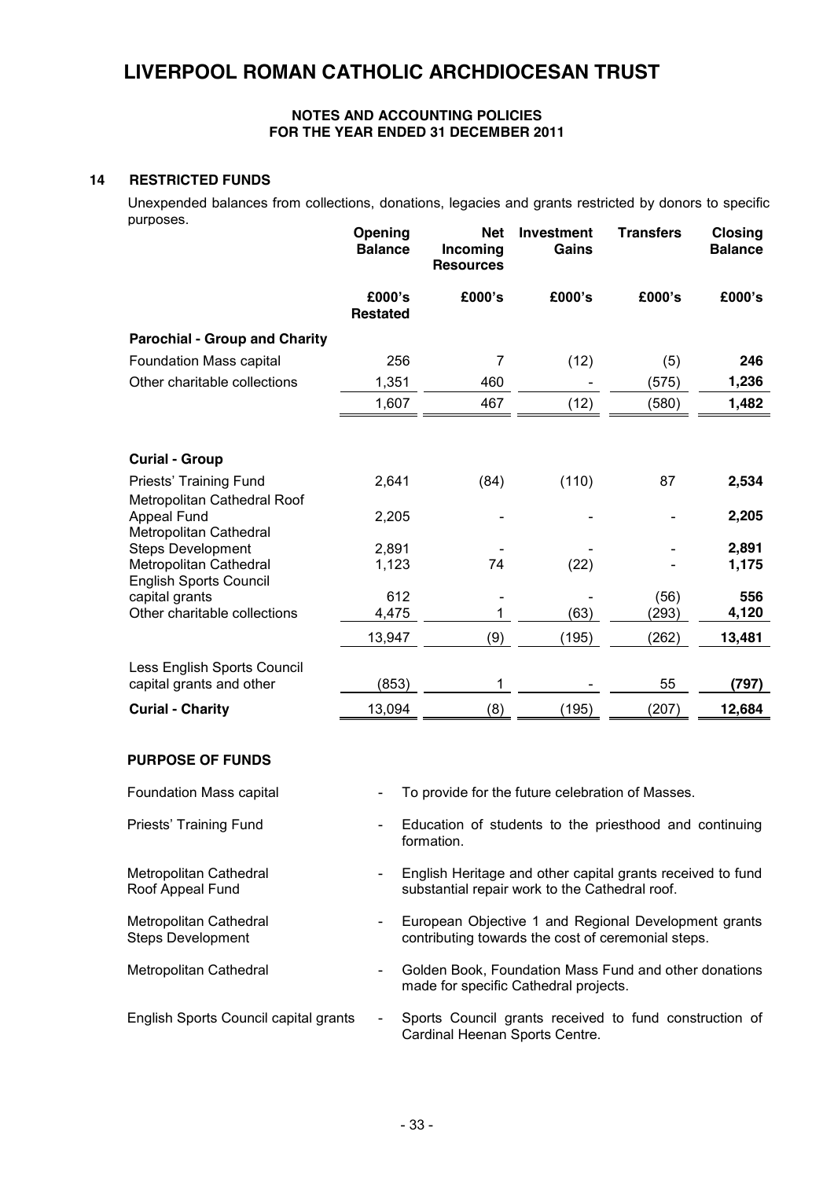# LIVERPOOL ROMAN CATHOLIC ARCHDIOCESAN TRUST

**NOTES AND ACCOUNTING POLICIES**
**FOR THE YEAR ENDED 31 DECEMBER 2011**

## 14 RESTRICTED FUNDS

Unexpended balances from collections, donations, legacies and grants restricted by donors to specific purposes.

| | Opening Balance | Net Incoming Resources | Investment Gains | Transfers | Closing Balance |
|---|---|---|---|---|---|
| | £000's Restated | £000's | £000's | £000's | £000's |
| **Parochial - Group and Charity** | | | | | |
| Foundation Mass capital | 256 | 7 | (12) | (5) | **246** |
| Other charitable collections | 1,351 | 460 | - | (575) | **1,236** |
| | 1,607 | 467 | (12) | (580) | **1,482** |
| **Curial - Group** | | | | | |
| Priests' Training Fund | 2,641 | (84) | (110) | 87 | **2,534** |
| Metropolitan Cathedral Roof Appeal Fund | 2,205 | - | - | - | **2,205** |
| Metropolitan Cathedral Steps Development | 2,891 | - | - | - | **2,891** |
| Metropolitan Cathedral | 1,123 | 74 | (22) | - | **1,175** |
| English Sports Council capital grants | 612 | - | - | (56) | **556** |
| Other charitable collections | 4,475 | 1 | (63) | (293) | **4,120** |
| | 13,947 | (9) | (195) | (262) | **13,481** |
| Less English Sports Council capital grants and other | (853) | 1 | - | 55 | **(797)** |
| **Curial - Charity** | 13,094 | (8) | (195) | (207) | **12,684** |

### PURPOSE OF FUNDS

| | |
|---|---|
| Foundation Mass capital | To provide for the future celebration of Masses. |
| Priests' Training Fund | Education of students to the priesthood and continuing formation. |
| Metropolitan Cathedral Roof Appeal Fund | English Heritage and other capital grants received to fund substantial repair work to the Cathedral roof. |
| Metropolitan Cathedral Steps Development | European Objective 1 and Regional Development grants contributing towards the cost of ceremonial steps. |
| Metropolitan Cathedral | Golden Book, Foundation Mass Fund and other donations made for specific Cathedral projects. |
| English Sports Council capital grants | Sports Council grants received to fund construction of Cardinal Heenan Sports Centre. |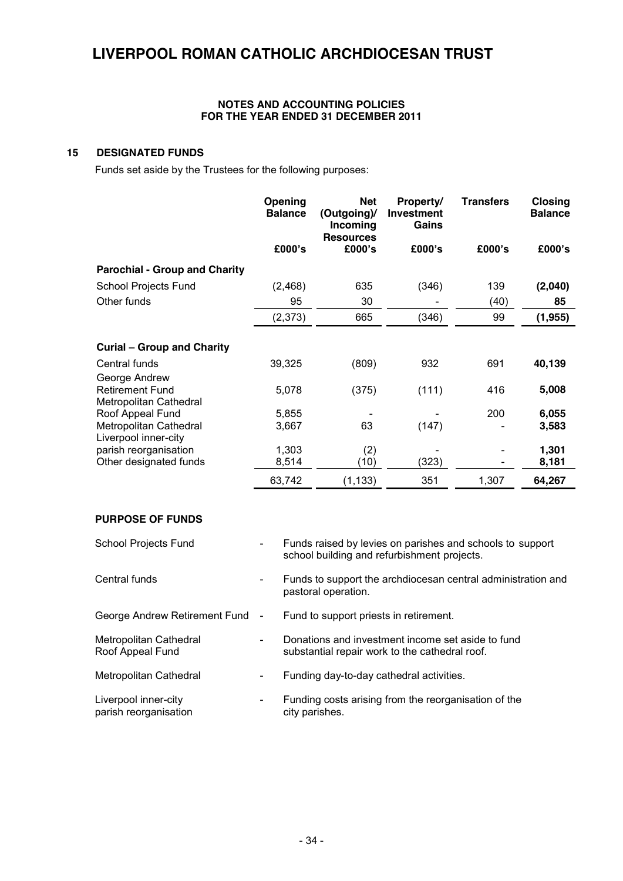# LIVERPOOL ROMAN CATHOLIC ARCHDIOCESAN TRUST

**NOTES AND ACCOUNTING POLICIES**
**FOR THE YEAR ENDED 31 DECEMBER 2011**

## 15 DESIGNATED FUNDS

Funds set aside by the Trustees for the following purposes:

| | Opening Balance | Net (Outgoing)/ Incoming Resources | Property/ Investment Gains | Transfers | Closing Balance |
|---|---|---|---|---|---|
| | £000's | £000's | £000's | £000's | £000's |
| **Parochial - Group and Charity** | | | | | |
| School Projects Fund | (2,468) | 635 | (346) | 139 | **(2,040)** |
| Other funds | 95 | 30 | - | (40) | **85** |
| | (2,373) | 665 | (346) | 99 | **(1,955)** |
| **Curial – Group and Charity** | | | | | |
| Central funds | 39,325 | (809) | 932 | 691 | **40,139** |
| George Andrew Retirement Fund | 5,078 | (375) | (111) | 416 | **5,008** |
| Metropolitan Cathedral Roof Appeal Fund | 5,855 | - | - | 200 | **6,055** |
| Metropolitan Cathedral | 3,667 | 63 | (147) | - | **3,583** |
| Liverpool inner-city parish reorganisation | 1,303 | (2) | - | - | **1,301** |
| Other designated funds | 8,514 | (10) | (323) | - | **8,181** |
| | 63,742 | (1,133) | 351 | 1,307 | **64,267** |

**PURPOSE OF FUNDS**

| | | |
|---|---|---|
| School Projects Fund | - | Funds raised by levies on parishes and schools to support school building and refurbishment projects. |
| Central funds | - | Funds to support the archdiocesan central administration and pastoral operation. |
| George Andrew Retirement Fund | - | Fund to support priests in retirement. |
| Metropolitan Cathedral Roof Appeal Fund | - | Donations and investment income set aside to fund substantial repair work to the cathedral roof. |
| Metropolitan Cathedral | - | Funding day-to-day cathedral activities. |
| Liverpool inner-city parish reorganisation | - | Funding costs arising from the reorganisation of the city parishes. |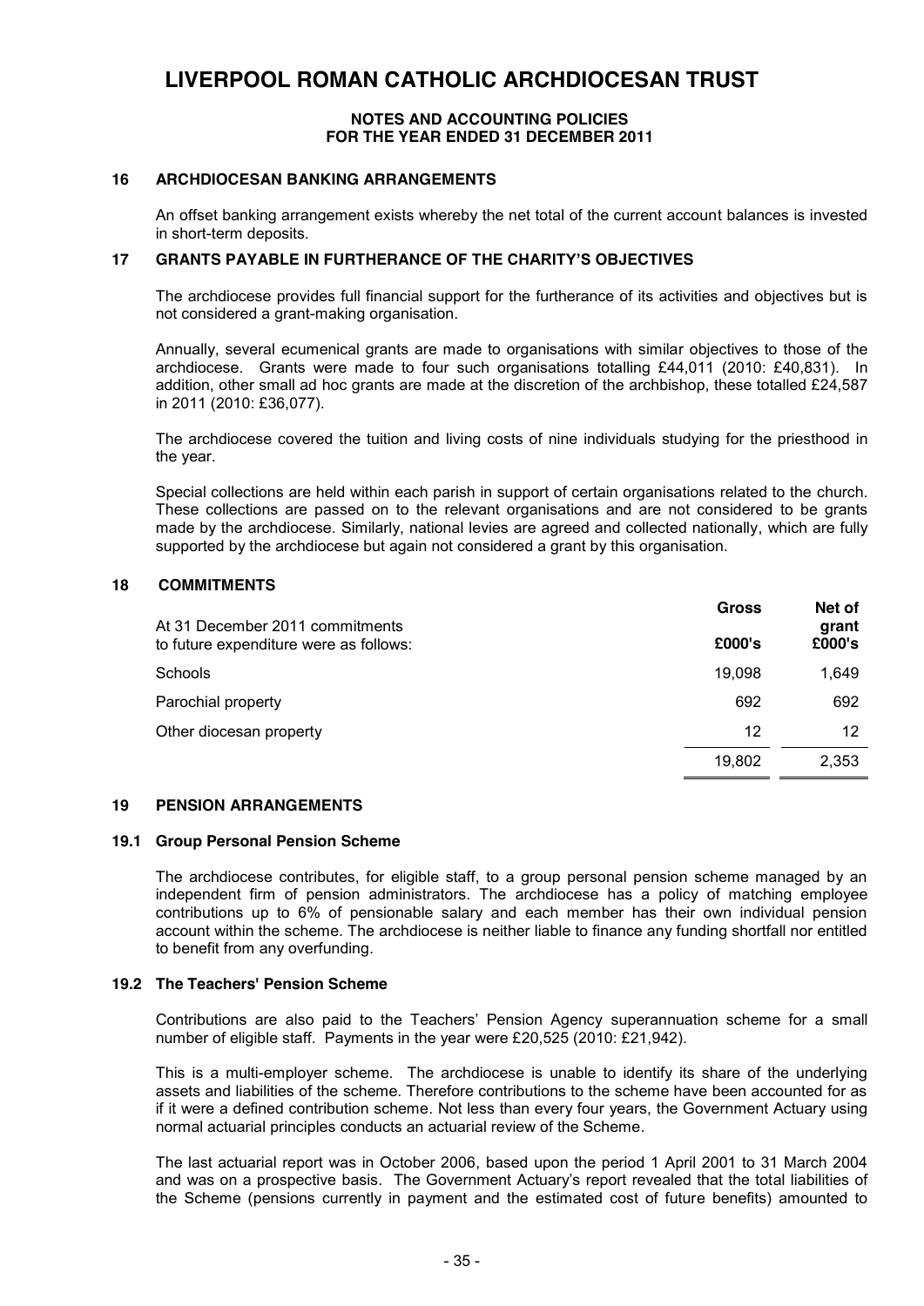# LIVERPOOL ROMAN CATHOLIC ARCHDIOCESAN TRUST

**NOTES AND ACCOUNTING POLICIES**
**FOR THE YEAR ENDED 31 DECEMBER 2011**

## 16 ARCHDIOCESAN BANKING ARRANGEMENTS

An offset banking arrangement exists whereby the net total of the current account balances is invested in short-term deposits.

## 17 GRANTS PAYABLE IN FURTHERANCE OF THE CHARITY'S OBJECTIVES

The archdiocese provides full financial support for the furtherance of its activities and objectives but is not considered a grant-making organisation.

Annually, several ecumenical grants are made to organisations with similar objectives to those of the archdiocese. Grants were made to four such organisations totalling £44,011 (2010: £40,831). In addition, other small ad hoc grants are made at the discretion of the archbishop, these totalled £24,587 in 2011 (2010: £36,077).

The archdiocese covered the tuition and living costs of nine individuals studying for the priesthood in the year.

Special collections are held within each parish in support of certain organisations related to the church. These collections are passed on to the relevant organisations and are not considered to be grants made by the archdiocese. Similarly, national levies are agreed and collected nationally, which are fully supported by the archdiocese but again not considered a grant by this organisation.

## 18 COMMITMENTS

| At 31 December 2011 commitments to future expenditure were as follows: | Gross £000's | Net of grant £000's |
|---|---|---|
| Schools | 19,098 | 1,649 |
| Parochial property | 692 | 692 |
| Other diocesan property | 12 | 12 |
| | 19,802 | 2,353 |

## 19 PENSION ARRANGEMENTS

### 19.1 Group Personal Pension Scheme

The archdiocese contributes, for eligible staff, to a group personal pension scheme managed by an independent firm of pension administrators. The archdiocese has a policy of matching employee contributions up to 6% of pensionable salary and each member has their own individual pension account within the scheme. The archdiocese is neither liable to finance any funding shortfall nor entitled to benefit from any overfunding.

### 19.2 The Teachers' Pension Scheme

Contributions are also paid to the Teachers' Pension Agency superannuation scheme for a small number of eligible staff. Payments in the year were £20,525 (2010: £21,942).

This is a multi-employer scheme. The archdiocese is unable to identify its share of the underlying assets and liabilities of the scheme. Therefore contributions to the scheme have been accounted for as if it were a defined contribution scheme. Not less than every four years, the Government Actuary using normal actuarial principles conducts an actuarial review of the Scheme.

The last actuarial report was in October 2006, based upon the period 1 April 2001 to 31 March 2004 and was on a prospective basis. The Government Actuary's report revealed that the total liabilities of the Scheme (pensions currently in payment and the estimated cost of future benefits) amounted to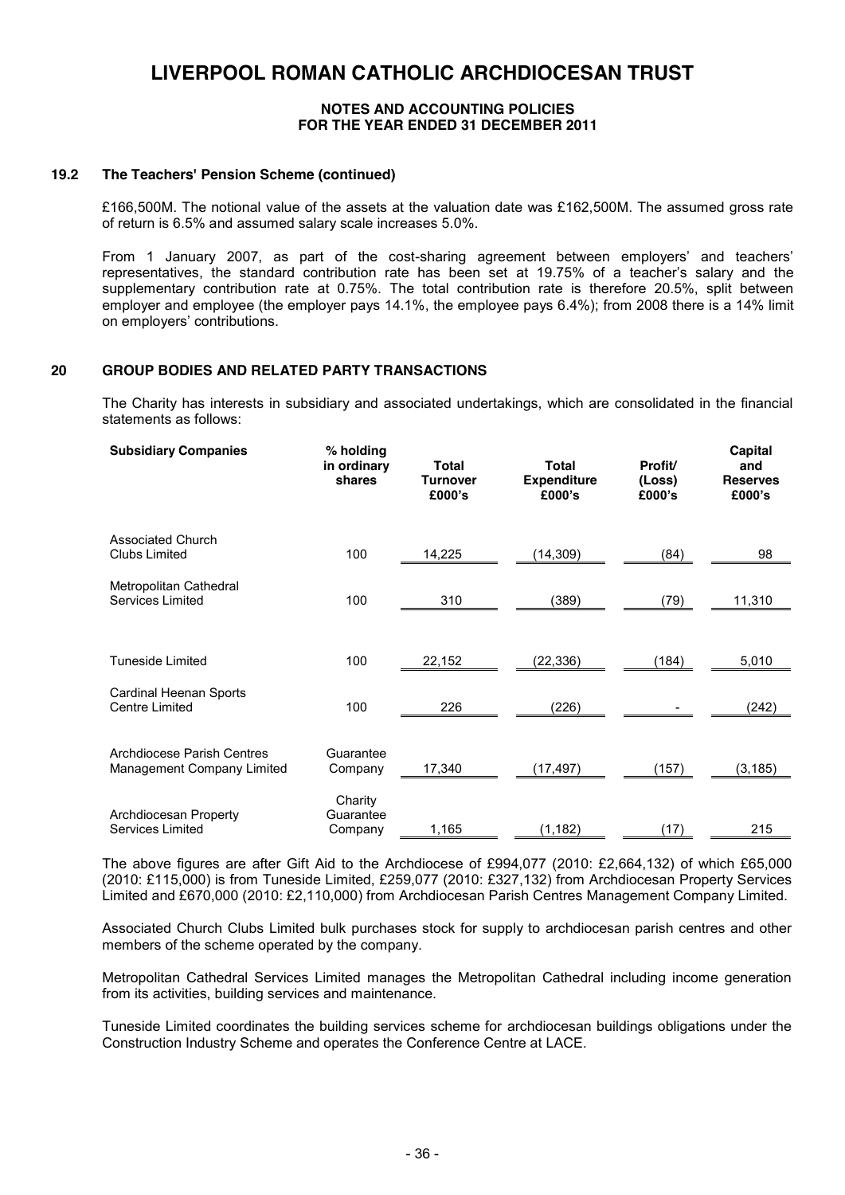# LIVERPOOL ROMAN CATHOLIC ARCHDIOCESAN TRUST

**NOTES AND ACCOUNTING POLICIES**
**FOR THE YEAR ENDED 31 DECEMBER 2011**

### 19.2 The Teachers' Pension Scheme (continued)

£166,500M. The notional value of the assets at the valuation date was £162,500M. The assumed gross rate of return is 6.5% and assumed salary scale increases 5.0%.

From 1 January 2007, as part of the cost-sharing agreement between employers' and teachers' representatives, the standard contribution rate has been set at 19.75% of a teacher's salary and the supplementary contribution rate at 0.75%. The total contribution rate is therefore 20.5%, split between employer and employee (the employer pays 14.1%, the employee pays 6.4%); from 2008 there is a 14% limit on employers' contributions.

## 20 GROUP BODIES AND RELATED PARTY TRANSACTIONS

The Charity has interests in subsidiary and associated undertakings, which are consolidated in the financial statements as follows:

| Subsidiary Companies | % holding in ordinary shares | Total Turnover £000's | Total Expenditure £000's | Profit/ (Loss) £000's | Capital and Reserves £000's |
|---|---|---|---|---|---|
| Associated Church Clubs Limited | 100 | 14,225 | (14,309) | (84) | 98 |
| Metropolitan Cathedral Services Limited | 100 | 310 | (389) | (79) | 11,310 |
| Tuneside Limited | 100 | 22,152 | (22,336) | (184) | 5,010 |
| Cardinal Heenan Sports Centre Limited | 100 | 226 | (226) | - | (242) |
| Archdiocese Parish Centres Management Company Limited | Guarantee Company | 17,340 | (17,497) | (157) | (3,185) |
| Archdiocesan Property Services Limited | Charity Guarantee Company | 1,165 | (1,182) | (17) | 215 |

The above figures are after Gift Aid to the Archdiocese of £994,077 (2010: £2,664,132) of which £65,000 (2010: £115,000) is from Tuneside Limited, £259,077 (2010: £327,132) from Archdiocesan Property Services Limited and £670,000 (2010: £2,110,000) from Archdiocesan Parish Centres Management Company Limited.

Associated Church Clubs Limited bulk purchases stock for supply to archdiocesan parish centres and other members of the scheme operated by the company.

Metropolitan Cathedral Services Limited manages the Metropolitan Cathedral including income generation from its activities, building services and maintenance.

Tuneside Limited coordinates the building services scheme for archdiocesan buildings obligations under the Construction Industry Scheme and operates the Conference Centre at LACE.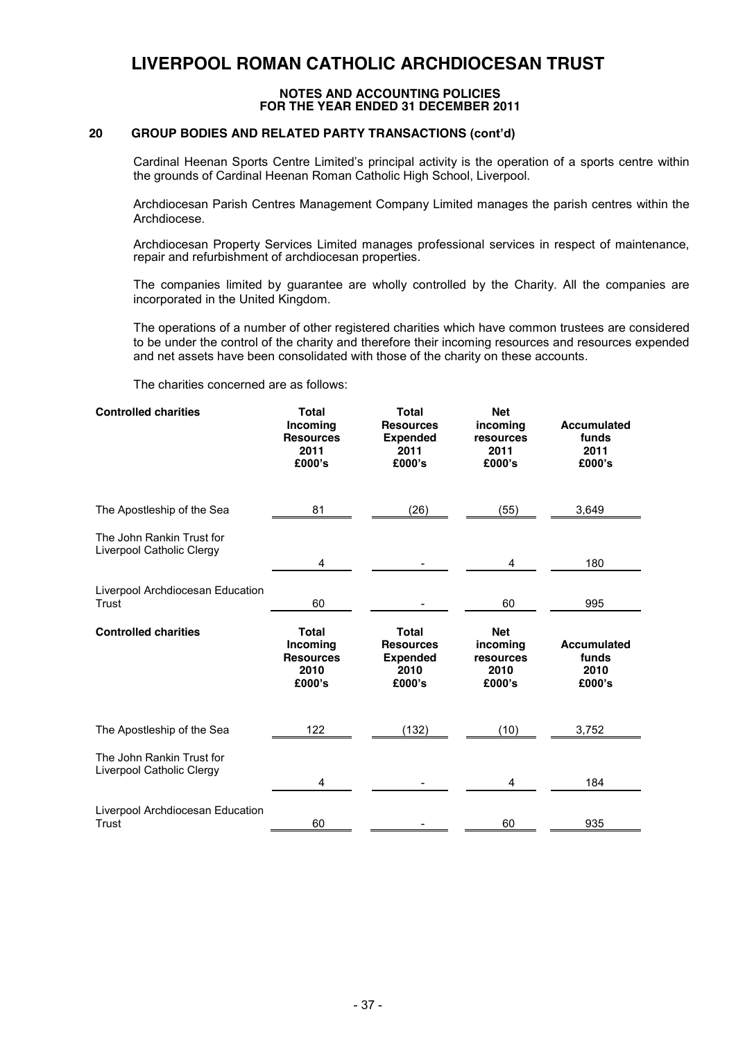# LIVERPOOL ROMAN CATHOLIC ARCHDIOCESAN TRUST

**NOTES AND ACCOUNTING POLICIES**
**FOR THE YEAR ENDED 31 DECEMBER 2011**

## 20 GROUP BODIES AND RELATED PARTY TRANSACTIONS (cont'd)

Cardinal Heenan Sports Centre Limited's principal activity is the operation of a sports centre within the grounds of Cardinal Heenan Roman Catholic High School, Liverpool.

Archdiocesan Parish Centres Management Company Limited manages the parish centres within the Archdiocese.

Archdiocesan Property Services Limited manages professional services in respect of maintenance, repair and refurbishment of archdiocesan properties.

The companies limited by guarantee are wholly controlled by the Charity. All the companies are incorporated in the United Kingdom.

The operations of a number of other registered charities which have common trustees are considered to be under the control of the charity and therefore their incoming resources and resources expended and net assets have been consolidated with those of the charity on these accounts.

The charities concerned are as follows:

| Controlled charities | Total Incoming Resources 2011 £000's | Total Resources Expended 2011 £000's | Net incoming resources 2011 £000's | Accumulated funds 2011 £000's |
|---|---|---|---|---|
| The Apostleship of the Sea | 81 | (26) | (55) | 3,649 |
| The John Rankin Trust for Liverpool Catholic Clergy | 4 | - | 4 | 180 |
| Liverpool Archdiocesan Education Trust | 60 | - | 60 | 995 |

| Controlled charities | Total Incoming Resources 2010 £000's | Total Resources Expended 2010 £000's | Net incoming resources 2010 £000's | Accumulated funds 2010 £000's |
|---|---|---|---|---|
| The Apostleship of the Sea | 122 | (132) | (10) | 3,752 |
| The John Rankin Trust for Liverpool Catholic Clergy | 4 | - | 4 | 184 |
| Liverpool Archdiocesan Education Trust | 60 | - | 60 | 935 |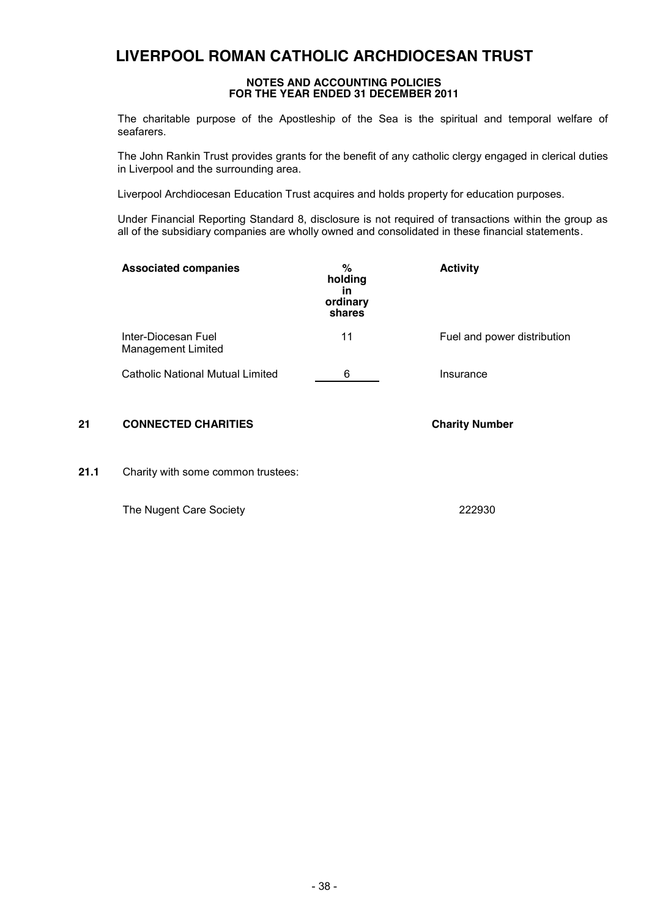# LIVERPOOL ROMAN CATHOLIC ARCHDIOCESAN TRUST

**NOTES AND ACCOUNTING POLICIES**
**FOR THE YEAR ENDED 31 DECEMBER 2011**

The charitable purpose of the Apostleship of the Sea is the spiritual and temporal welfare of seafarers.

The John Rankin Trust provides grants for the benefit of any catholic clergy engaged in clerical duties in Liverpool and the surrounding area.

Liverpool Archdiocesan Education Trust acquires and holds property for education purposes.

Under Financial Reporting Standard 8, disclosure is not required of transactions within the group as all of the subsidiary companies are wholly owned and consolidated in these financial statements.

| Associated companies | % holding in ordinary shares | Activity |
|---|---|---|
| Inter-Diocesan Fuel Management Limited | 11 | Fuel and power distribution |
| Catholic National Mutual Limited | 6 | Insurance |

## 21 CONNECTED CHARITIES

**21.1** Charity with some common trustees:

| | Charity Number |
|---|---|
| The Nugent Care Society | 222930 |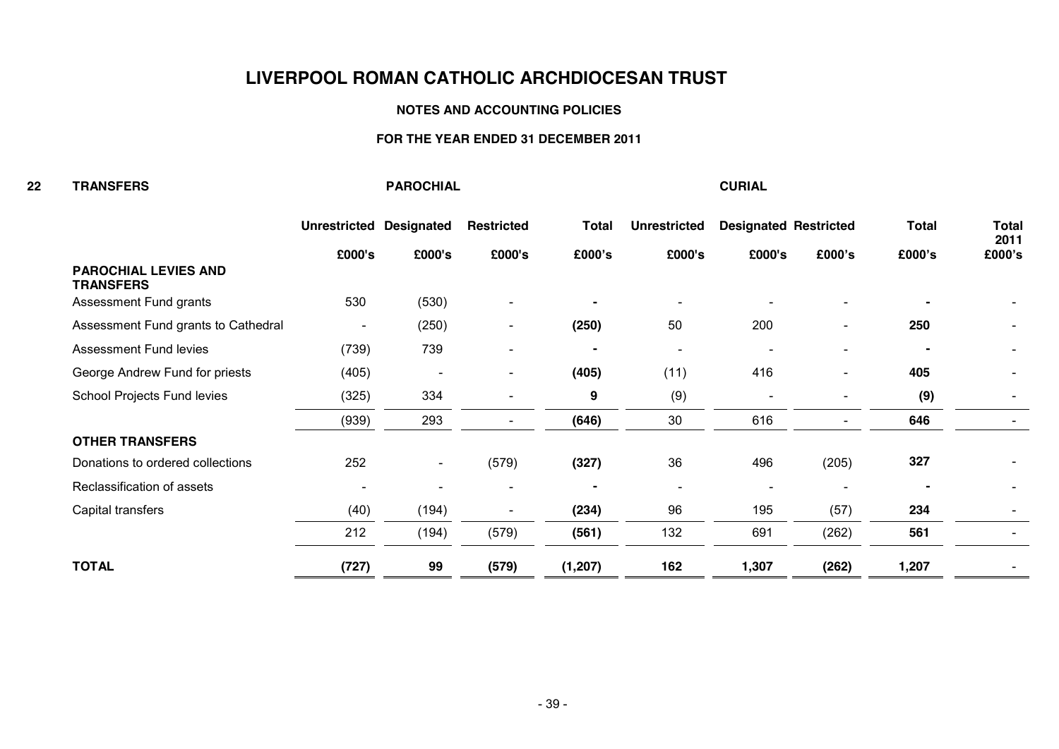# LIVERPOOL ROMAN CATHOLIC ARCHDIOCESAN TRUST

## NOTES AND ACCOUNTING POLICIES

### FOR THE YEAR ENDED 31 DECEMBER 2011

**22 TRANSFERS**

| | PAROCHIAL | | | | CURIAL | | | | |
|---|---|---|---|---|---|---|---|---|---|
| | Unrestricted | Designated | Restricted | Total | Unrestricted | Designated | Restricted | Total | Total 2011 |
| | £000's | £000's | £000's | £000's | £000's | £000's | £000's | £000's | £000's |
| **PAROCHIAL LEVIES AND TRANSFERS** | | | | | | | | | |
| Assessment Fund grants | 530 | (530) | - | - | - | - | - | - | - |
| Assessment Fund grants to Cathedral | - | (250) | - | **(250)** | 50 | 200 | - | **250** | - |
| Assessment Fund levies | (739) | 739 | - | - | - | - | - | - | - |
| George Andrew Fund for priests | (405) | - | - | **(405)** | (11) | 416 | - | **405** | - |
| School Projects Fund levies | (325) | 334 | - | **9** | (9) | - | - | **(9)** | - |
| | (939) | 293 | - | **(646)** | 30 | 616 | - | **646** | - |
| **OTHER TRANSFERS** | | | | | | | | | |
| Donations to ordered collections | 252 | - | (579) | **(327)** | 36 | 496 | (205) | **327** | - |
| Reclassification of assets | - | - | - | - | - | - | - | - | - |
| Capital transfers | (40) | (194) | - | **(234)** | 96 | 195 | (57) | **234** | - |
| | 212 | (194) | (579) | **(561)** | 132 | 691 | (262) | **561** | - |
| **TOTAL** | **(727)** | **99** | **(579)** | **(1,207)** | **162** | **1,307** | **(262)** | **1,207** | - |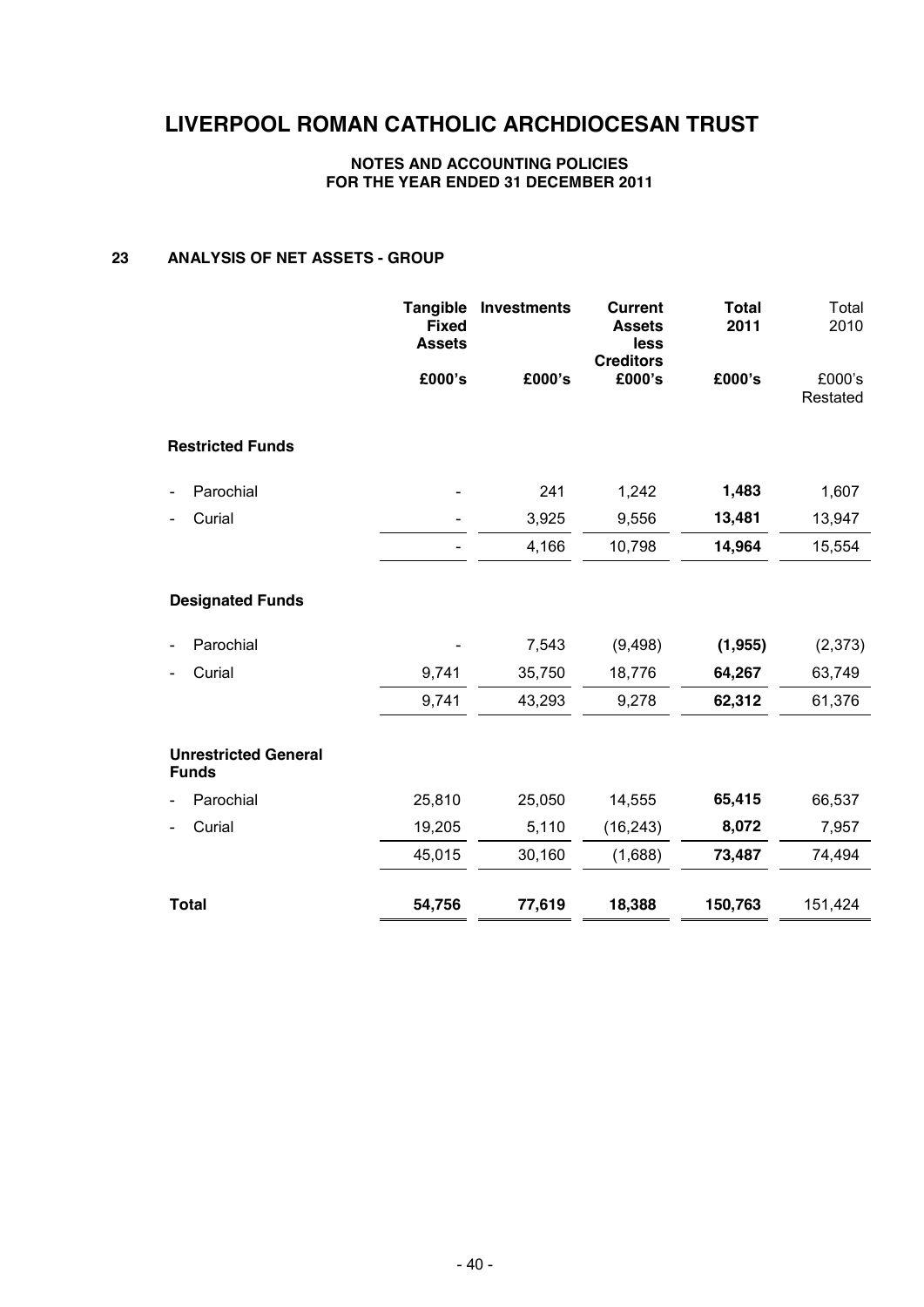# LIVERPOOL ROMAN CATHOLIC ARCHDIOCESAN TRUST

**NOTES AND ACCOUNTING POLICIES**
**FOR THE YEAR ENDED 31 DECEMBER 2011**

## 23 ANALYSIS OF NET ASSETS - GROUP

| | Tangible Fixed Assets | Investments | Current Assets less Creditors | Total 2011 | Total 2010 |
|---|---|---|---|---|---|
| | £000's | £000's | £000's | £000's | £000's Restated |
| **Restricted Funds** | | | | | |
| - Parochial | - | 241 | 1,242 | **1,483** | 1,607 |
| - Curial | - | 3,925 | 9,556 | **13,481** | 13,947 |
| | - | 4,166 | 10,798 | **14,964** | 15,554 |
| **Designated Funds** | | | | | |
| - Parochial | - | 7,543 | (9,498) | **(1,955)** | (2,373) |
| - Curial | 9,741 | 35,750 | 18,776 | **64,267** | 63,749 |
| | 9,741 | 43,293 | 9,278 | **62,312** | 61,376 |
| **Unrestricted General Funds** | | | | | |
| - Parochial | 25,810 | 25,050 | 14,555 | **65,415** | 66,537 |
| - Curial | 19,205 | 5,110 | (16,243) | **8,072** | 7,957 |
| | 45,015 | 30,160 | (1,688) | **73,487** | 74,494 |
| **Total** | **54,756** | **77,619** | **18,388** | **150,763** | 151,424 |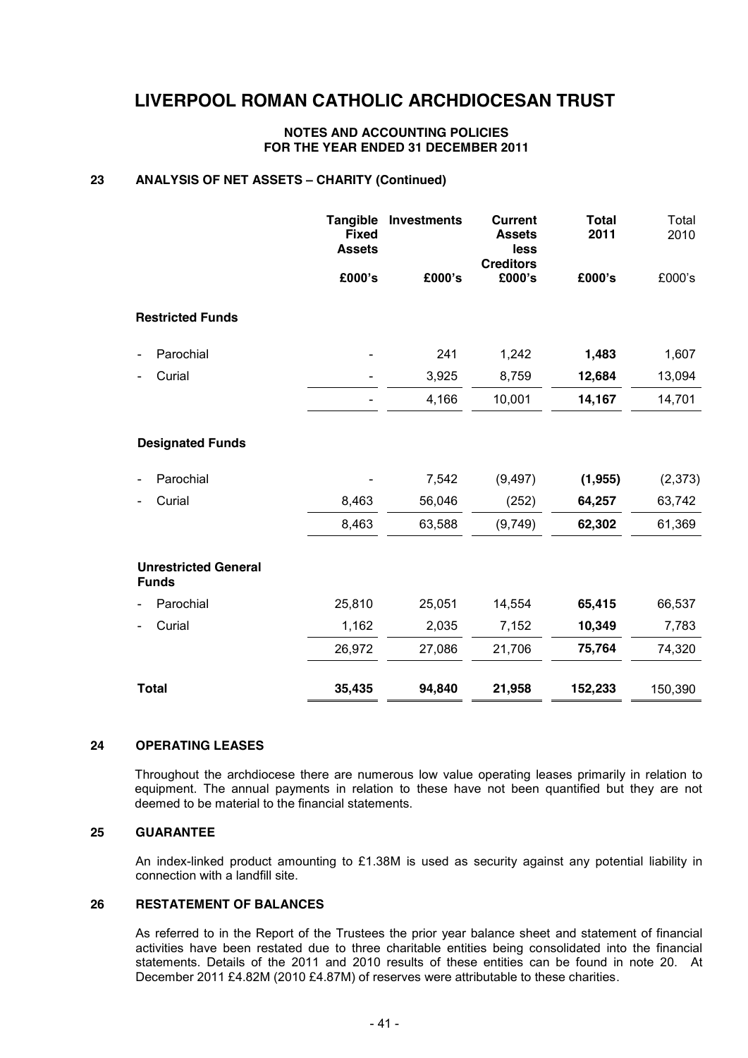# LIVERPOOL ROMAN CATHOLIC ARCHDIOCESAN TRUST

**NOTES AND ACCOUNTING POLICIES**
**FOR THE YEAR ENDED 31 DECEMBER 2011**

## 23 ANALYSIS OF NET ASSETS – CHARITY (Continued)

| | Tangible Fixed Assets £000's | Investments £000's | Current Assets less Creditors £000's | Total 2011 £000's | Total 2010 £000's |
|---|---|---|---|---|---|
| **Restricted Funds** | | | | | |
| - Parochial | - | 241 | 1,242 | **1,483** | 1,607 |
| - Curial | - | 3,925 | 8,759 | **12,684** | 13,094 |
| | - | 4,166 | 10,001 | **14,167** | 14,701 |
| **Designated Funds** | | | | | |
| - Parochial | - | 7,542 | (9,497) | **(1,955)** | (2,373) |
| - Curial | 8,463 | 56,046 | (252) | **64,257** | 63,742 |
| | 8,463 | 63,588 | (9,749) | **62,302** | 61,369 |
| **Unrestricted General Funds** | | | | | |
| - Parochial | 25,810 | 25,051 | 14,554 | **65,415** | 66,537 |
| - Curial | 1,162 | 2,035 | 7,152 | **10,349** | 7,783 |
| | 26,972 | 27,086 | 21,706 | **75,764** | 74,320 |
| **Total** | **35,435** | **94,840** | **21,958** | **152,233** | 150,390 |

## 24 OPERATING LEASES

Throughout the archdiocese there are numerous low value operating leases primarily in relation to equipment. The annual payments in relation to these have not been quantified but they are not deemed to be material to the financial statements.

## 25 GUARANTEE

An index-linked product amounting to £1.38M is used as security against any potential liability in connection with a landfill site.

## 26 RESTATEMENT OF BALANCES

As referred to in the Report of the Trustees the prior year balance sheet and statement of financial activities have been restated due to three charitable entities being consolidated into the financial statements. Details of the 2011 and 2010 results of these entities can be found in note 20. At December 2011 £4.82M (2010 £4.87M) of reserves were attributable to these charities.